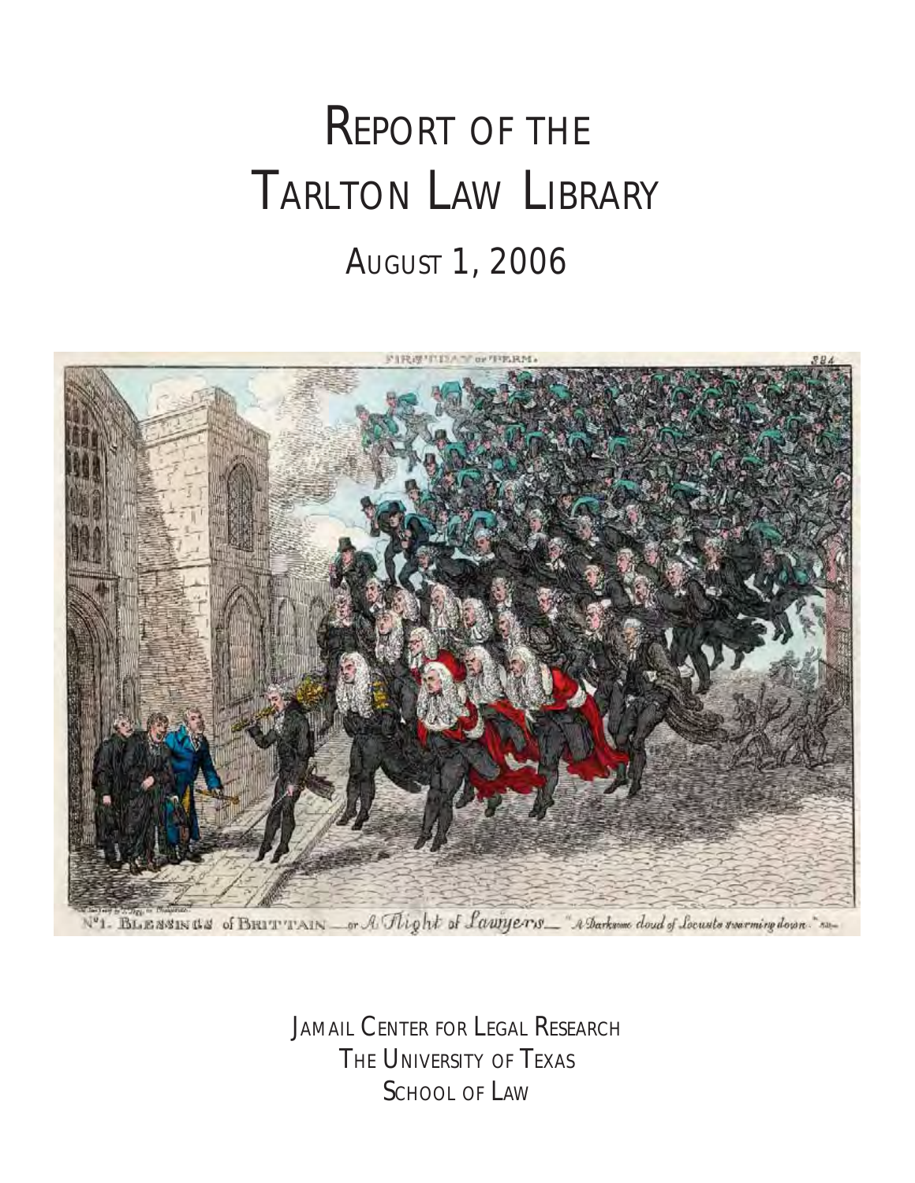# REPORT OF THE TARLTON LAW LIBRARY

AUGUST 1, 2006

JAMAIL CENTER FOR LEGAL RESEARCH
THE UNIVERSITY OF TEXAS
SCHOOL OF LAW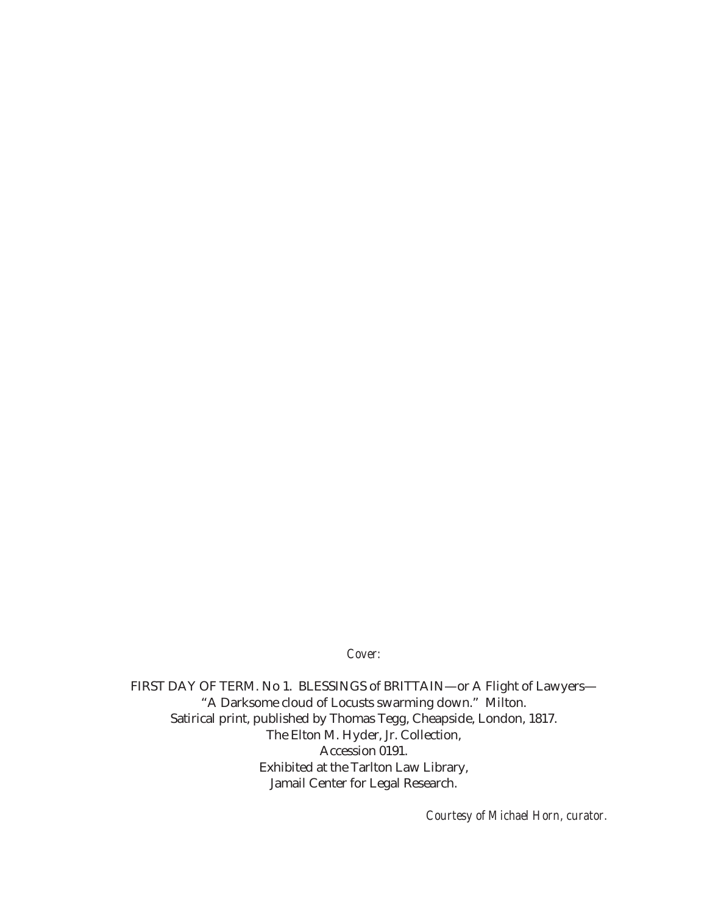*Cover:*

FIRST DAY OF TERM. No 1. BLESSINGS of BRITTAIN—or A Flight of Lawyers—
"A Darksome cloud of Locusts swarming down." Milton.
Satirical print, published by Thomas Tegg, Cheapside, London, 1817.
The Elton M. Hyder, Jr. Collection,
Accession 0191.
Exhibited at the Tarlton Law Library,
Jamail Center for Legal Research.

*Courtesy of Michael Horn, curator.*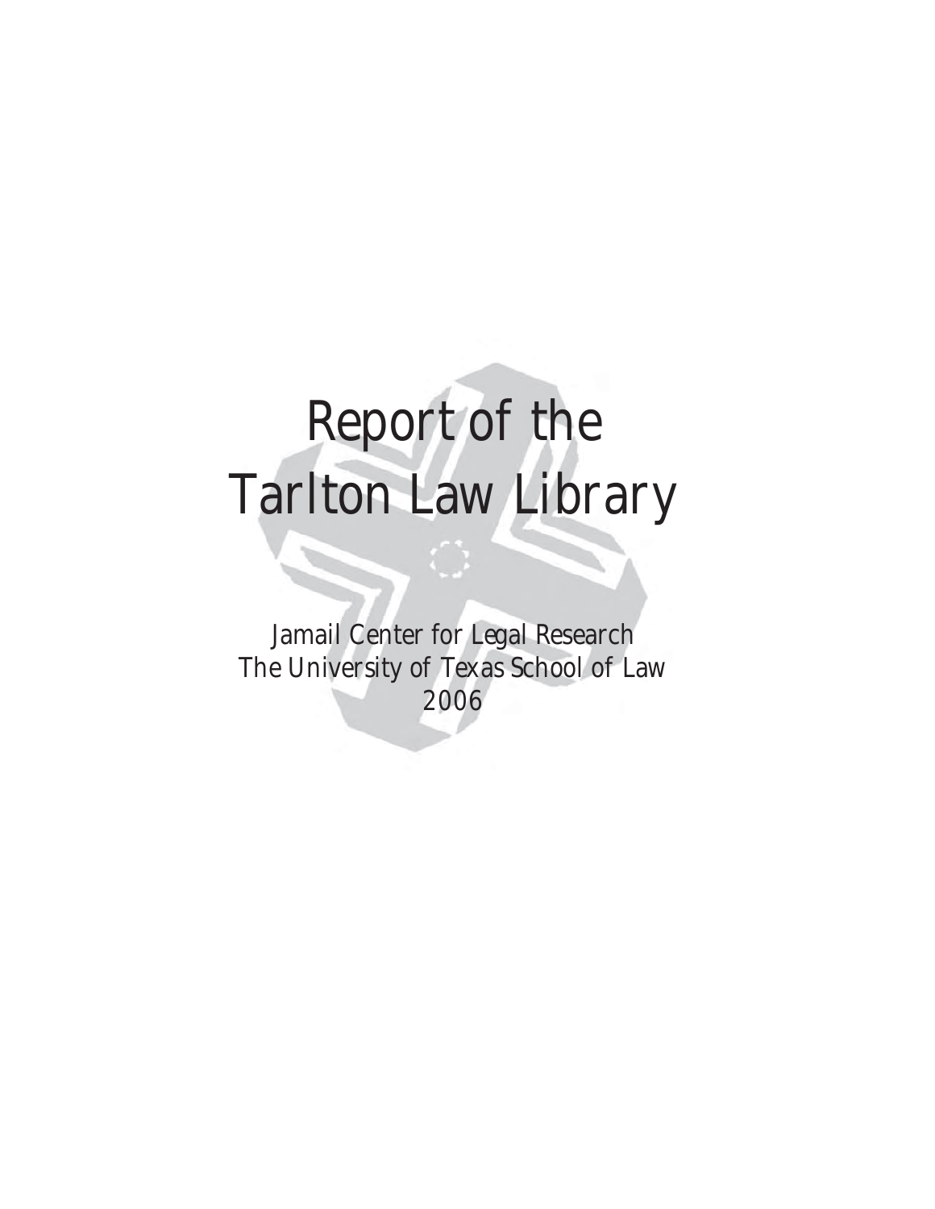# Report of the Tarlton Law Library

Jamail Center for Legal Research
The University of Texas School of Law
2006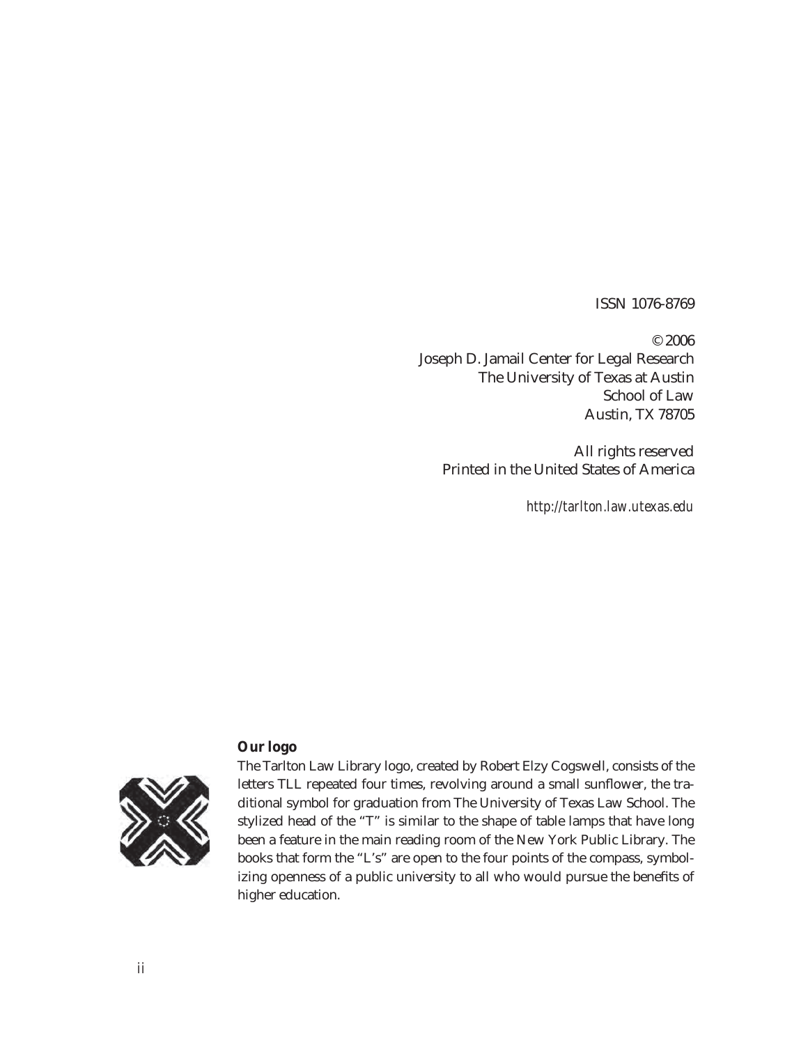ISSN 1076-8769

© 2006
Joseph D. Jamail Center for Legal Research
The University of Texas at Austin
School of Law
Austin, TX 78705

All rights reserved
Printed in the United States of America

*http://tarlton.law.utexas.edu*

**Our logo**

The Tarlton Law Library logo, created by Robert Elzy Cogswell, consists of the letters TLL repeated four times, revolving around a small sunflower, the traditional symbol for graduation from The University of Texas Law School. The stylized head of the "T" is similar to the shape of table lamps that have long been a feature in the main reading room of the New York Public Library. The books that form the "L's" are open to the four points of the compass, symbolizing openness of a public university to all who would pursue the benefits of higher education.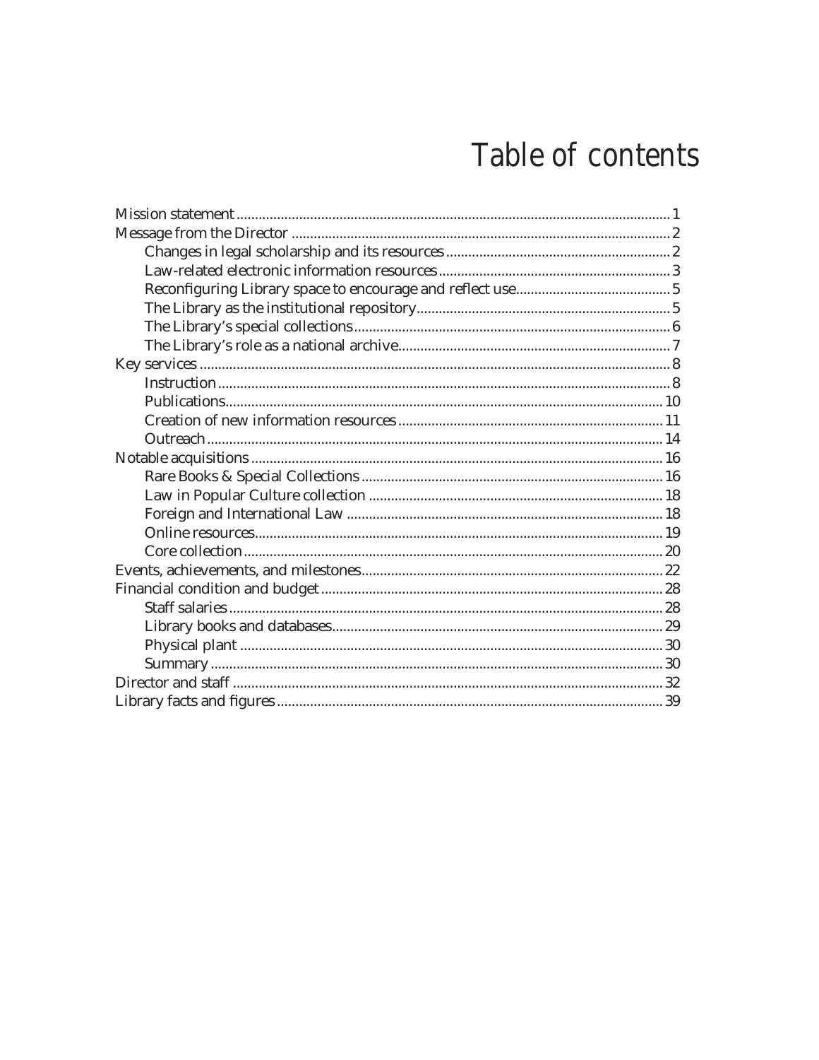# Table of contents

- Mission statement ..... 1
- Message from the Director ..... 2
  - Changes in legal scholarship and its resources ..... 2
  - Law-related electronic information resources ..... 3
  - Reconfiguring Library space to encourage and reflect use ..... 5
  - The Library as the institutional repository ..... 5
  - The Library's special collections ..... 6
  - The Library's role as a national archive ..... 7
- Key services ..... 8
  - Instruction ..... 8
  - Publications ..... 10
  - Creation of new information resources ..... 11
  - Outreach ..... 14
- Notable acquisitions ..... 16
  - Rare Books & Special Collections ..... 16
  - Law in Popular Culture collection ..... 18
  - Foreign and International Law ..... 18
  - Online resources ..... 19
  - Core collection ..... 20
- Events, achievements, and milestones ..... 22
- Financial condition and budget ..... 28
  - Staff salaries ..... 28
  - Library books and databases ..... 29
  - Physical plant ..... 30
  - Summary ..... 30
- Director and staff ..... 32
- Library facts and figures ..... 39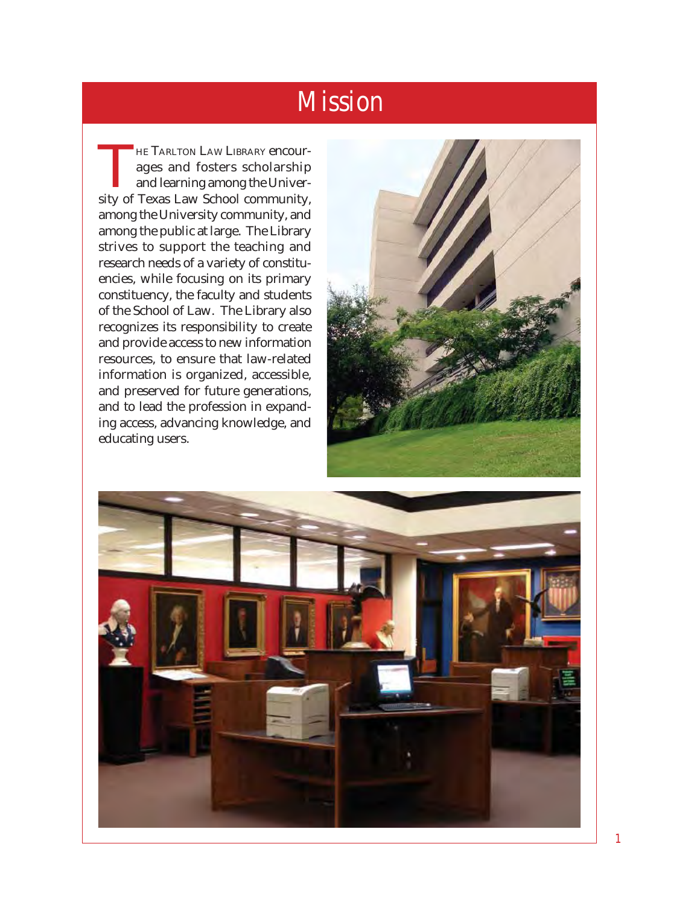# Mission

THE TARLTON LAW LIBRARY encourages and fosters scholarship and learning among the University of Texas Law School community, among the University community, and among the public at large. The Library strives to support the teaching and research needs of a variety of constituencies, while focusing on its primary constituency, the faculty and students of the School of Law. The Library also recognizes its responsibility to create and provide access to new information resources, to ensure that law-related information is organized, accessible, and preserved for future generations, and to lead the profession in expanding access, advancing knowledge, and educating users.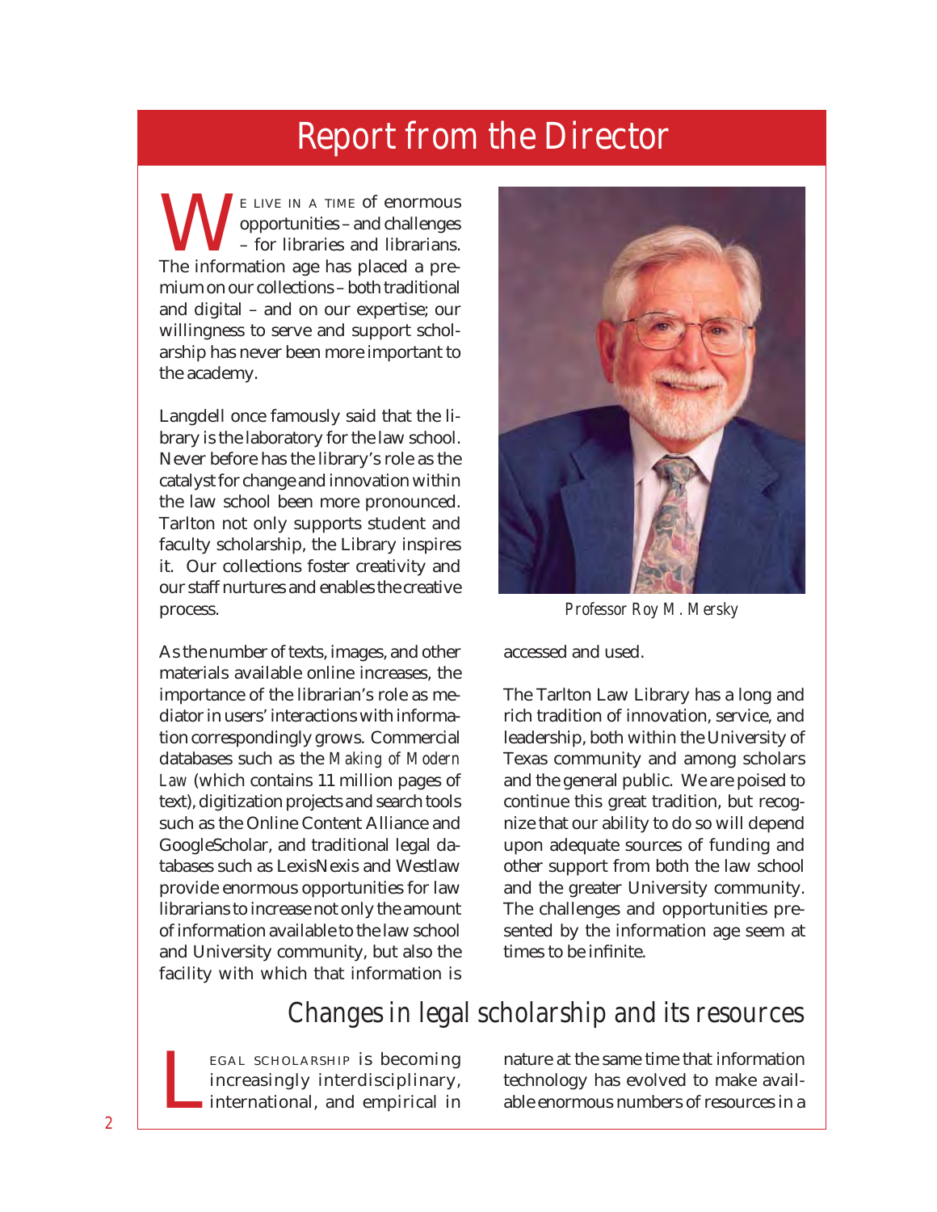# Report from the Director

We live in a time of enormous opportunities – and challenges – for libraries and librarians. The information age has placed a premium on our collections – both traditional and digital – and on our expertise; our willingness to serve and support scholarship has never been more important to the academy.

Langdell once famously said that the library is the laboratory for the law school. Never before has the library's role as the catalyst for change and innovation within the law school been more pronounced. Tarlton not only supports student and faculty scholarship, the Library inspires it. Our collections foster creativity and our staff nurtures and enables the creative process.

*Professor Roy M. Mersky*

As the number of texts, images, and other materials available online increases, the importance of the librarian's role as mediator in users' interactions with information correspondingly grows. Commercial databases such as the *Making of Modern Law* (which contains 11 million pages of text), digitization projects and search tools such as the Online Content Alliance and GoogleScholar, and traditional legal databases such as LexisNexis and Westlaw provide enormous opportunities for law librarians to increase not only the amount of information available to the law school and University community, but also the facility with which that information is accessed and used.

The Tarlton Law Library has a long and rich tradition of innovation, service, and leadership, both within the University of Texas community and among scholars and the general public. We are poised to continue this great tradition, but recognize that our ability to do so will depend upon adequate sources of funding and other support from both the law school and the greater University community. The challenges and opportunities presented by the information age seem at times to be infinite.

## Changes in legal scholarship and its resources

Legal scholarship is becoming increasingly interdisciplinary, international, and empirical in nature at the same time that information technology has evolved to make available enormous numbers of resources in a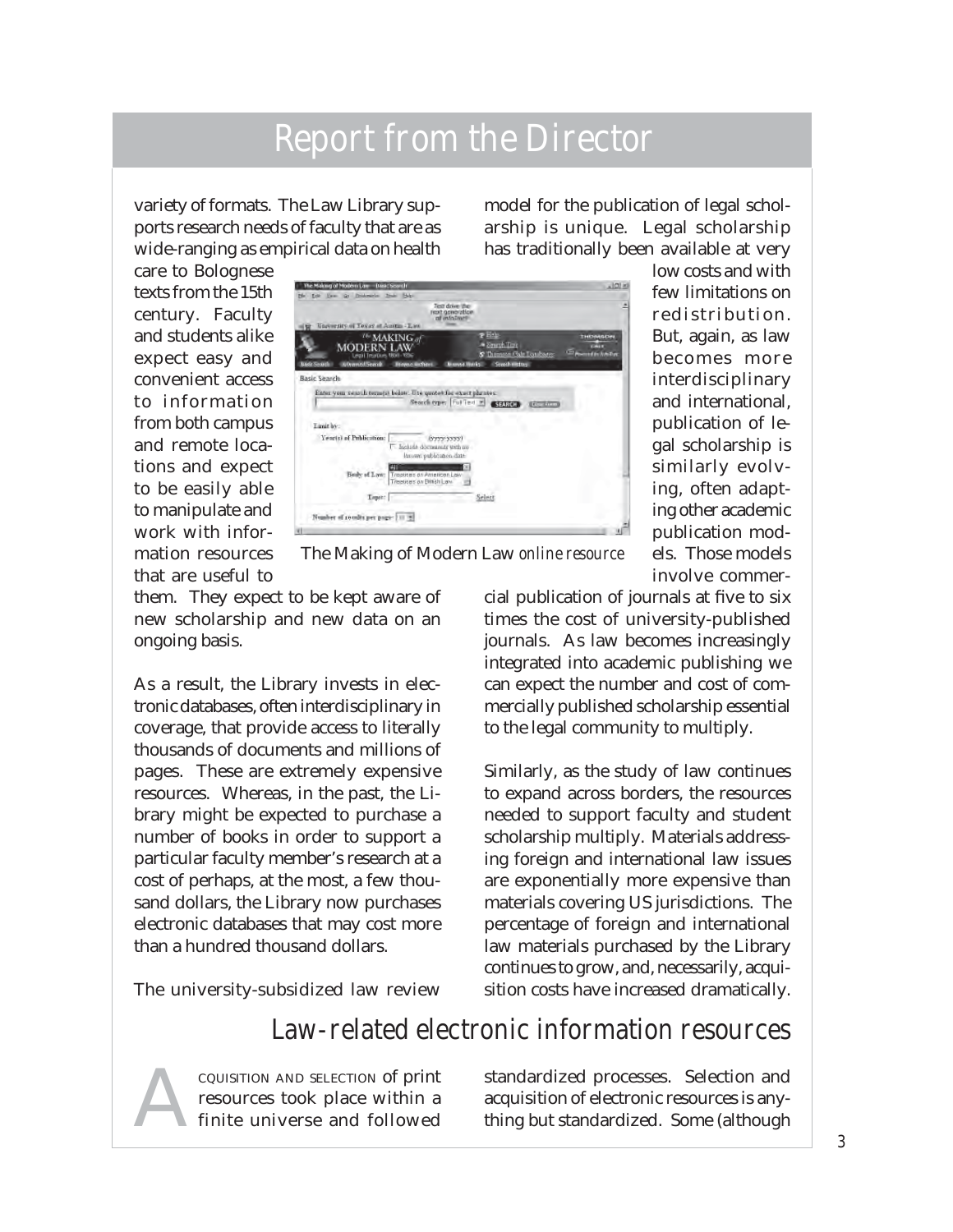# Report from the Director

variety of formats. The Law Library supports research needs of faculty that are as wide-ranging as empirical data on health care to Bolognese texts from the 15th century. Faculty and students alike expect easy and convenient access to information from both campus and remote locations and expect to be easily able to manipulate and work with information resources that are useful to them. They expect to be kept aware of new scholarship and new data on an ongoing basis.

As a result, the Library invests in electronic databases, often interdisciplinary in coverage, that provide access to literally thousands of documents and millions of pages. These are extremely expensive resources. Whereas, in the past, the Library might be expected to purchase a number of books in order to support a particular faculty member's research at a cost of perhaps, at the most, a few thousand dollars, the Library now purchases electronic databases that may cost more than a hundred thousand dollars.

The university-subsidized law review model for the publication of legal scholarship is unique. Legal scholarship has traditionally been available at very low costs and with few limitations on redistribution. But, again, as law becomes more interdisciplinary and international, publication of legal scholarship is similarly evolving, often adapting other academic publication models. Those models involve commercial publication of journals at five to six times the cost of university-published journals. As law becomes increasingly integrated into academic publishing we can expect the number and cost of commercially published scholarship essential to the legal community to multiply.

The Making of Modern Law *online resource*

Similarly, as the study of law continues to expand across borders, the resources needed to support faculty and student scholarship multiply. Materials addressing foreign and international law issues are exponentially more expensive than materials covering US jurisdictions. The percentage of foreign and international law materials purchased by the Library continues to grow, and, necessarily, acquisition costs have increased dramatically.

## Law-related electronic information resources

ACQUISITION AND SELECTION of print resources took place within a finite universe and followed standardized processes. Selection and acquisition of electronic resources is anything but standardized. Some (although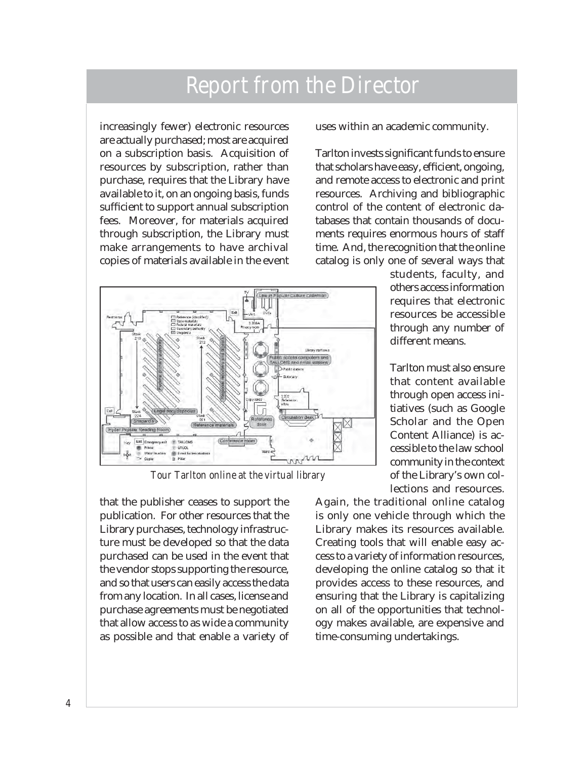# Report from the Director

increasingly fewer) electronic resources are actually purchased; most are acquired on a subscription basis. Acquisition of resources by subscription, rather than purchase, requires that the Library have available to it, on an ongoing basis, funds sufficient to support annual subscription fees. Moreover, for materials acquired through subscription, the Library must make arrangements to have archival copies of materials available in the event that the publisher ceases to support the publication. For other resources that the Library purchases, technology infrastructure must be developed so that the data purchased can be used in the event that the vendor stops supporting the resource, and so that users can easily access the data from any location. In all cases, license and purchase agreements must be negotiated that allow access to as wide a community as possible and that enable a variety of uses within an academic community.

*Tour Tarlton online at the virtual library*

Tarlton invests significant funds to ensure that scholars have easy, efficient, ongoing, and remote access to electronic and print resources. Archiving and bibliographic control of the content of electronic databases that contain thousands of documents requires enormous hours of staff time. And, the recognition that the online catalog is only one of several ways that students, faculty, and others access information requires that electronic resources be accessible through any number of different means.

Tarlton must also ensure that content available through open access initiatives (such as Google Scholar and the Open Content Alliance) is accessible to the law school community in the context of the Library's own collections and resources. Again, the traditional online catalog is only one vehicle through which the Library makes its resources available. Creating tools that will enable easy access to a variety of information resources, developing the online catalog so that it provides access to these resources, and ensuring that the Library is capitalizing on all of the opportunities that technology makes available, are expensive and time-consuming undertakings.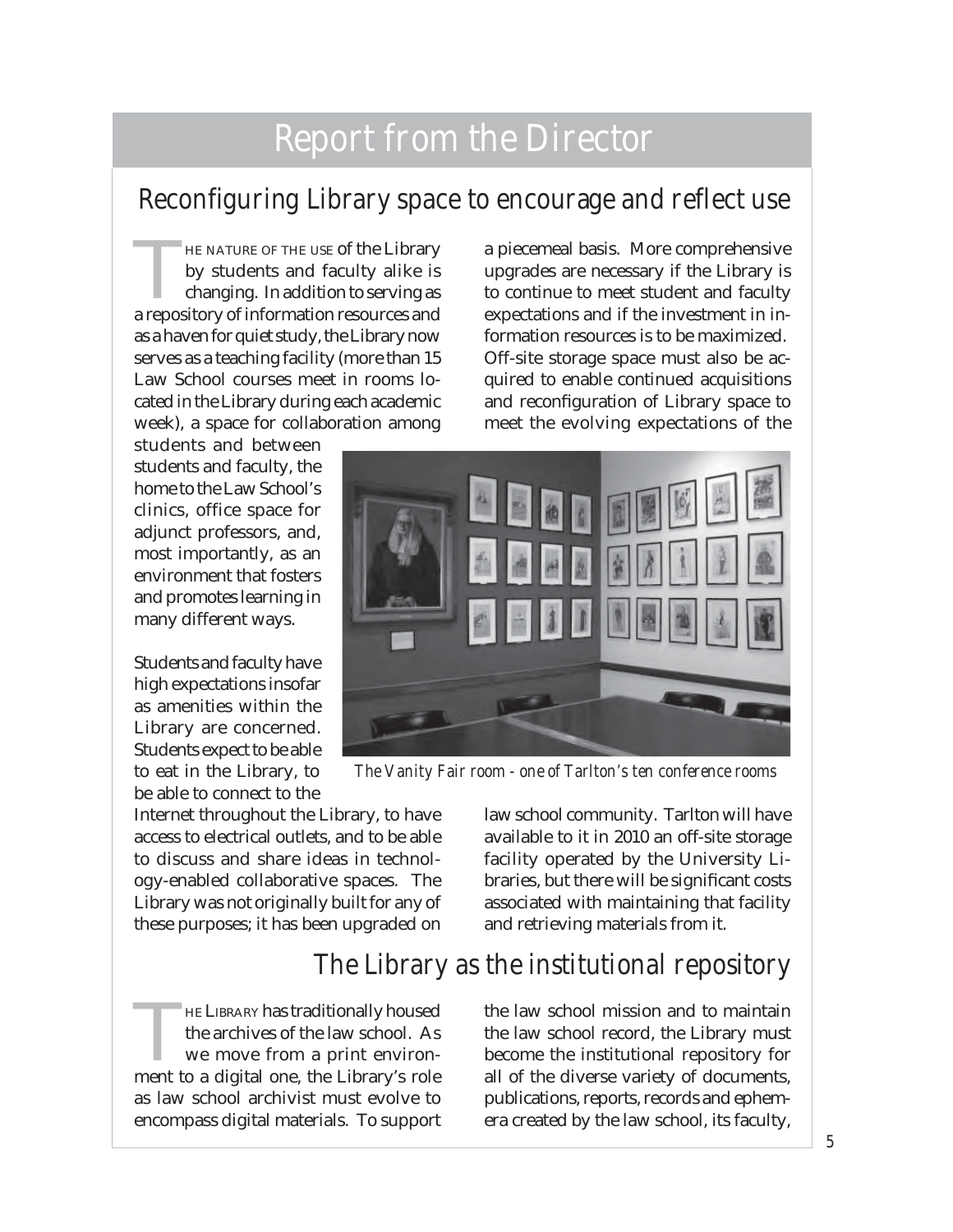# Report from the Director

## Reconfiguring Library space to encourage and reflect use

The nature of the use of the Library by students and faculty alike is changing. In addition to serving as a repository of information resources and as a haven for quiet study, the Library now serves as a teaching facility (more than 15 Law School courses meet in rooms located in the Library during each academic week), a space for collaboration among students and between students and faculty, the home to the Law School's clinics, office space for adjunct professors, and, most importantly, as an environment that fosters and promotes learning in many different ways.

Students and faculty have high expectations insofar as amenities within the Library are concerned. Students expect to be able to eat in the Library, to be able to connect to the Internet throughout the Library, to have access to electrical outlets, and to be able to discuss and share ideas in technology-enabled collaborative spaces. The Library was not originally built for any of these purposes; it has been upgraded on a piecemeal basis. More comprehensive upgrades are necessary if the Library is to continue to meet student and faculty expectations and if the investment in information resources is to be maximized. Off-site storage space must also be acquired to enable continued acquisitions and reconfiguration of Library space to meet the evolving expectations of the law school community. Tarlton will have available to it in 2010 an off-site storage facility operated by the University Libraries, but there will be significant costs associated with maintaining that facility and retrieving materials from it.

*The Vanity Fair room - one of Tarlton's ten conference rooms*

## The Library as the institutional repository

The Library has traditionally housed the archives of the law school. As we move from a print environment to a digital one, the Library's role as law school archivist must evolve to encompass digital materials. To support the law school mission and to maintain the law school record, the Library must become the institutional repository for all of the diverse variety of documents, publications, reports, records and ephemera created by the law school, its faculty,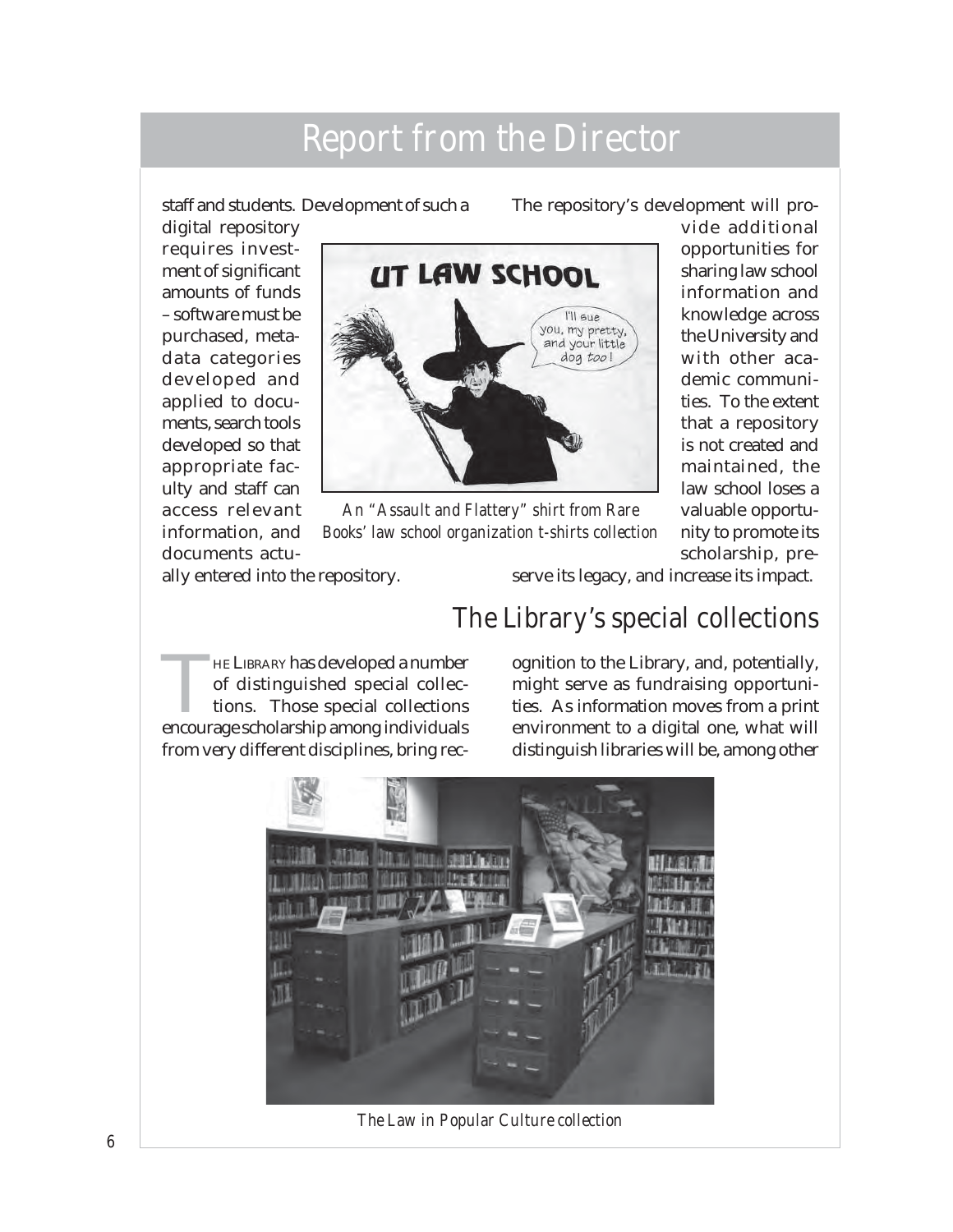# Report from the Director

staff and students. Development of such a digital repository requires investment of significant amounts of funds – software must be purchased, metadata categories developed and applied to documents, search tools developed so that appropriate faculty and staff can access relevant information, and documents actually entered into the repository.

An "Assault and Flattery" shirt from Rare Books' law school organization t-shirts collection

The repository's development will provide additional opportunities for sharing law school information and knowledge across the University and with other academic communities. To the extent that a repository is not created and maintained, the law school loses a valuable opportunity to promote its scholarship, preserve its legacy, and increase its impact.

## The Library's special collections

The Library has developed a number of distinguished special collections. Those special collections encourage scholarship among individuals from very different disciplines, bring recognition to the Library, and, potentially, might serve as fundraising opportunities. As information moves from a print environment to a digital one, what will distinguish libraries will be, among other

The Law in Popular Culture collection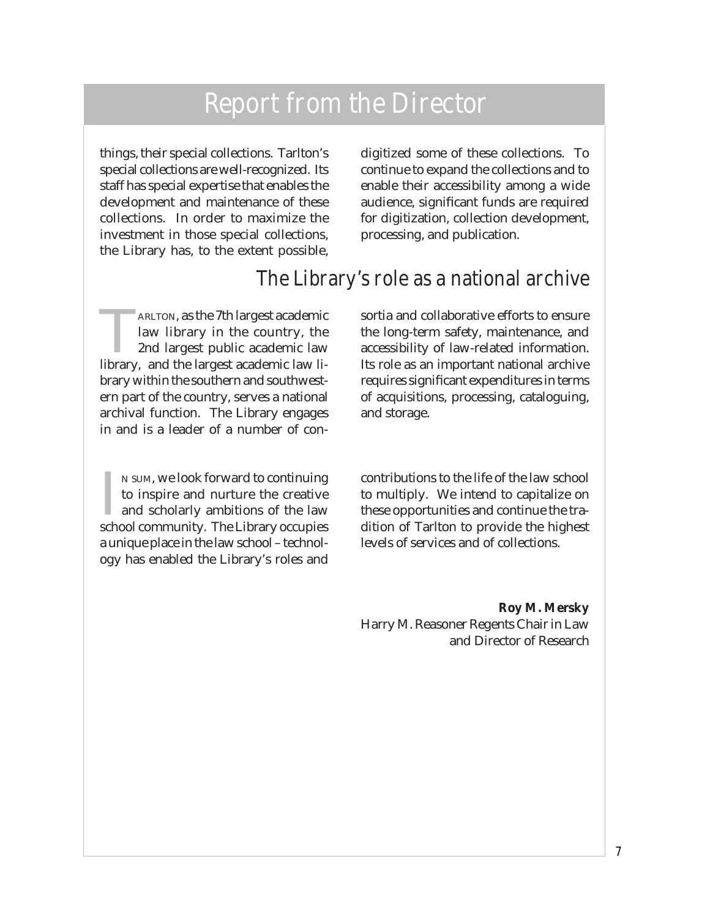# Report from the Director

things, their special collections. Tarlton's special collections are well-recognized. Its staff has special expertise that enables the development and maintenance of these collections. In order to maximize the investment in those special collections, the Library has, to the extent possible, digitized some of these collections. To continue to expand the collections and to enable their accessibility among a wide audience, significant funds are required for digitization, collection development, processing, and publication.

## The Library's role as a national archive

TARLTON, as the 7th largest academic law library in the country, the 2nd largest public academic law library, and the largest academic law library within the southern and southwestern part of the country, serves a national archival function. The Library engages in and is a leader of a number of consortia and collaborative efforts to ensure the long-term safety, maintenance, and accessibility of law-related information. Its role as an important national archive requires significant expenditures in terms of acquisitions, processing, cataloguing, and storage.

IN SUM, we look forward to continuing to inspire and nurture the creative and scholarly ambitions of the law school community. The Library occupies a unique place in the law school – technology has enabled the Library's roles and contributions to the life of the law school to multiply. We intend to capitalize on these opportunities and continue the tradition of Tarlton to provide the highest levels of services and of collections.

**Roy M. Mersky**
Harry M. Reasoner Regents Chair in Law and Director of Research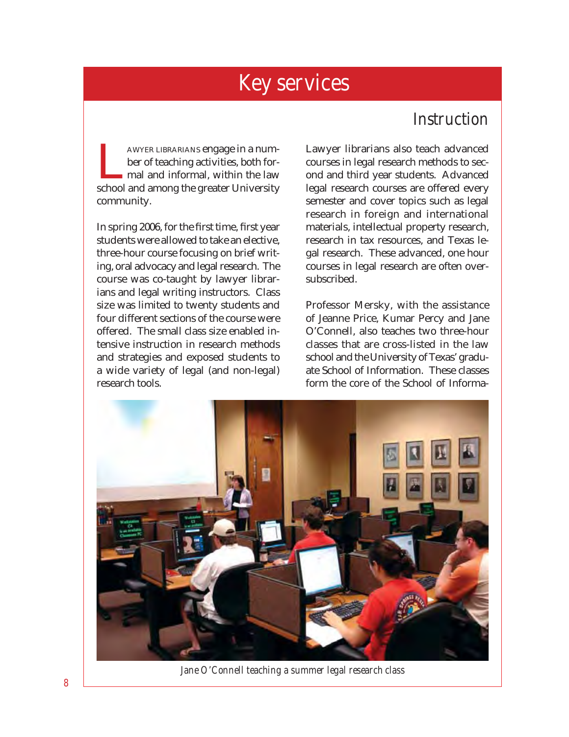# Key services

## Instruction

LAWYER LIBRARIANS engage in a number of teaching activities, both formal and informal, within the law school and among the greater University community.

In spring 2006, for the first time, first year students were allowed to take an elective, three-hour course focusing on brief writing, oral advocacy and legal research. The course was co-taught by lawyer librarians and legal writing instructors. Class size was limited to twenty students and four different sections of the course were offered. The small class size enabled intensive instruction in research methods and strategies and exposed students to a wide variety of legal (and non-legal) research tools.

Lawyer librarians also teach advanced courses in legal research methods to second and third year students. Advanced legal research courses are offered every semester and cover topics such as legal research in foreign and international materials, intellectual property research, research in tax resources, and Texas legal research. These advanced, one hour courses in legal research are often oversubscribed.

Professor Mersky, with the assistance of Jeanne Price, Kumar Percy and Jane O'Connell, also teaches two three-hour classes that are cross-listed in the law school and the University of Texas' graduate School of Information. These classes form the core of the School of Informa-

*Jane O'Connell teaching a summer legal research class*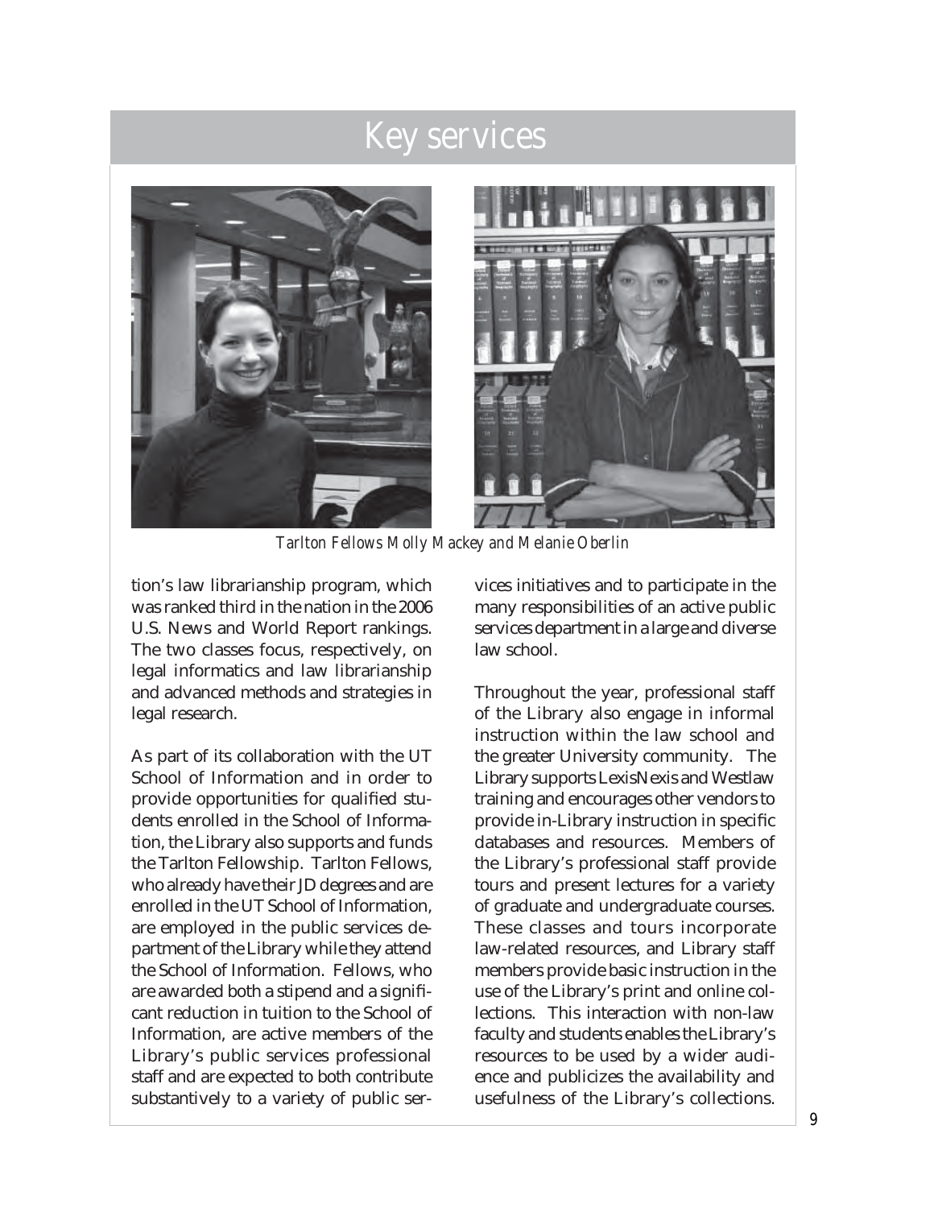# Key services

*Tarlton Fellows Molly Mackey and Melanie Oberlin*

tion's law librarianship program, which was ranked third in the nation in the 2006 U.S. News and World Report rankings. The two classes focus, respectively, on legal informatics and law librarianship and advanced methods and strategies in legal research.

As part of its collaboration with the UT School of Information and in order to provide opportunities for qualified students enrolled in the School of Information, the Library also supports and funds the Tarlton Fellowship. Tarlton Fellows, who already have their JD degrees and are enrolled in the UT School of Information, are employed in the public services department of the Library while they attend the School of Information. Fellows, who are awarded both a stipend and a significant reduction in tuition to the School of Information, are active members of the Library's public services professional staff and are expected to both contribute substantively to a variety of public services initiatives and to participate in the many responsibilities of an active public services department in a large and diverse law school.

Throughout the year, professional staff of the Library also engage in informal instruction within the law school and the greater University community. The Library supports LexisNexis and Westlaw training and encourages other vendors to provide in-Library instruction in specific databases and resources. Members of the Library's professional staff provide tours and present lectures for a variety of graduate and undergraduate courses. These classes and tours incorporate law-related resources, and Library staff members provide basic instruction in the use of the Library's print and online collections. This interaction with non-law faculty and students enables the Library's resources to be used by a wider audience and publicizes the availability and usefulness of the Library's collections.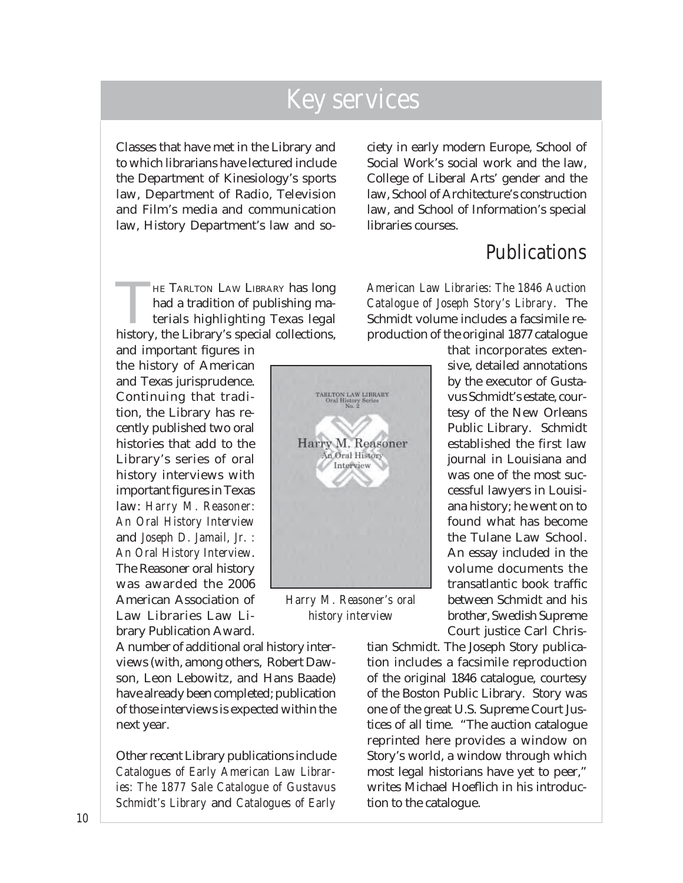# Key services

Classes that have met in the Library and to which librarians have lectured include the Department of Kinesiology's sports law, Department of Radio, Television and Film's media and communication law, History Department's law and society in early modern Europe, School of Social Work's social work and the law, College of Liberal Arts' gender and the law, School of Architecture's construction law, and School of Information's special libraries courses.

## Publications

THE TARLTON LAW LIBRARY has long had a tradition of publishing materials highlighting Texas legal history, the Library's special collections, and important figures in the history of American and Texas jurisprudence. Continuing that tradition, the Library has recently published two oral histories that add to the Library's series of oral history interviews with important figures in Texas law: *Harry M. Reasoner: An Oral History Interview* and *Joseph D. Jamail, Jr. : An Oral History Interview*. The Reasoner oral history was awarded the 2006 American Association of Law Libraries Law Library Publication Award. A number of additional oral history interviews (with, among others, Robert Dawson, Leon Lebowitz, and Hans Baade) have already been completed; publication of those interviews is expected within the next year.

*Harry M. Reasoner's oral history interview*

Other recent Library publications include *Catalogues of Early American Law Libraries: The 1877 Sale Catalogue of Gustavus Schmidt's Library* and *Catalogues of Early American Law Libraries: The 1846 Auction Catalogue of Joseph Story's Library*. The Schmidt volume includes a facsimile reproduction of the original 1877 catalogue that incorporates extensive, detailed annotations by the executor of Gustavus Schmidt's estate, courtesy of the New Orleans Public Library. Schmidt established the first law journal in Louisiana and was one of the most successful lawyers in Louisiana history; he went on to found what has become the Tulane Law School. An essay included in the volume documents the transatlantic book traffic between Schmidt and his brother, Swedish Supreme Court justice Carl Christian Schmidt. The Joseph Story publication includes a facsimile reproduction of the original 1846 catalogue, courtesy of the Boston Public Library. Story was one of the great U.S. Supreme Court Justices of all time. "The auction catalogue reprinted here provides a window on Story's world, a window through which most legal historians have yet to peer," writes Michael Hoeflich in his introduction to the catalogue.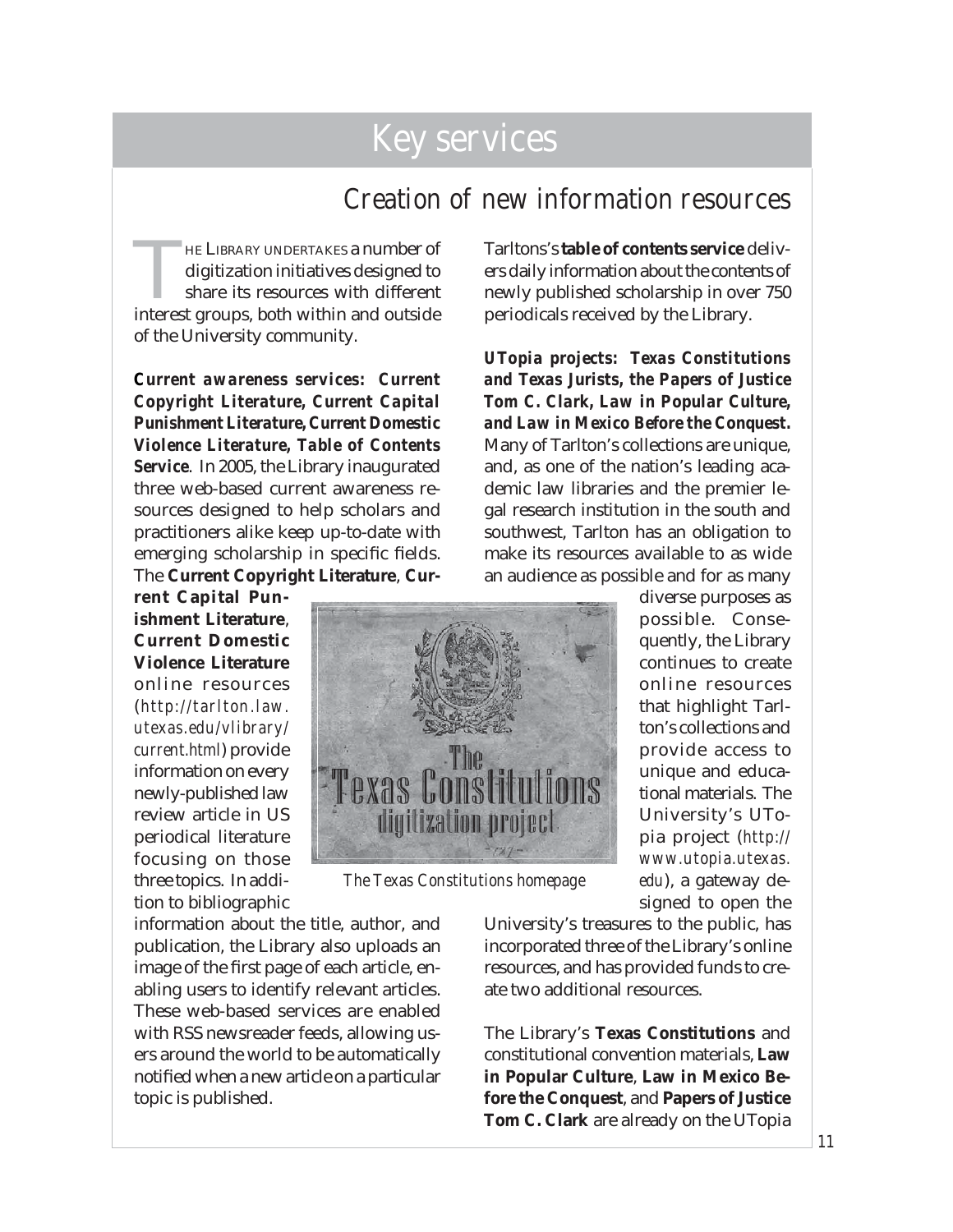# Key services

## Creation of new information resources

The Library undertakes a number of digitization initiatives designed to share its resources with different interest groups, both within and outside of the University community.

***Current awareness services: Current Copyright Literature, Current Capital Punishment Literature, Current Domestic Violence Literature, Table of Contents Service***. In 2005, the Library inaugurated three web-based current awareness resources designed to help scholars and practitioners alike keep up-to-date with emerging scholarship in specific fields. The **Current Copyright Literature**, **Current Capital Punishment Literature**, **Current Domestic Violence Literature** online resources (*http://tarlton.law.utexas.edu/vlibrary/current.html*) provide information on every newly-published law review article in US periodical literature focusing on those three topics. In addition to bibliographic information about the title, author, and publication, the Library also uploads an image of the first page of each article, enabling users to identify relevant articles. These web-based services are enabled with RSS newsreader feeds, allowing users around the world to be automatically notified when a new article on a particular topic is published.

*The Texas Constitutions homepage*

Tarltons's **table of contents service** delivers daily information about the contents of newly published scholarship in over 750 periodicals received by the Library.

***UTopia projects: Texas Constitutions and Texas Jurists, the Papers of Justice Tom C. Clark, Law in Popular Culture, and Law in Mexico Before the Conquest.*** Many of Tarlton's collections are unique, and, as one of the nation's leading academic law libraries and the premier legal research institution in the south and southwest, Tarlton has an obligation to make its resources available to as wide an audience as possible and for as many diverse purposes as possible. Consequently, the Library continues to create online resources that highlight Tarlton's collections and provide access to unique and educational materials. The University's UTopia project (*http://www.utopia.utexas.edu*), a gateway designed to open the University's treasures to the public, has incorporated three of the Library's online resources, and has provided funds to create two additional resources.

The Library's **Texas Constitutions** and constitutional convention materials, **Law in Popular Culture**, **Law in Mexico Before the Conquest**, and **Papers of Justice Tom C. Clark** are already on the UTopia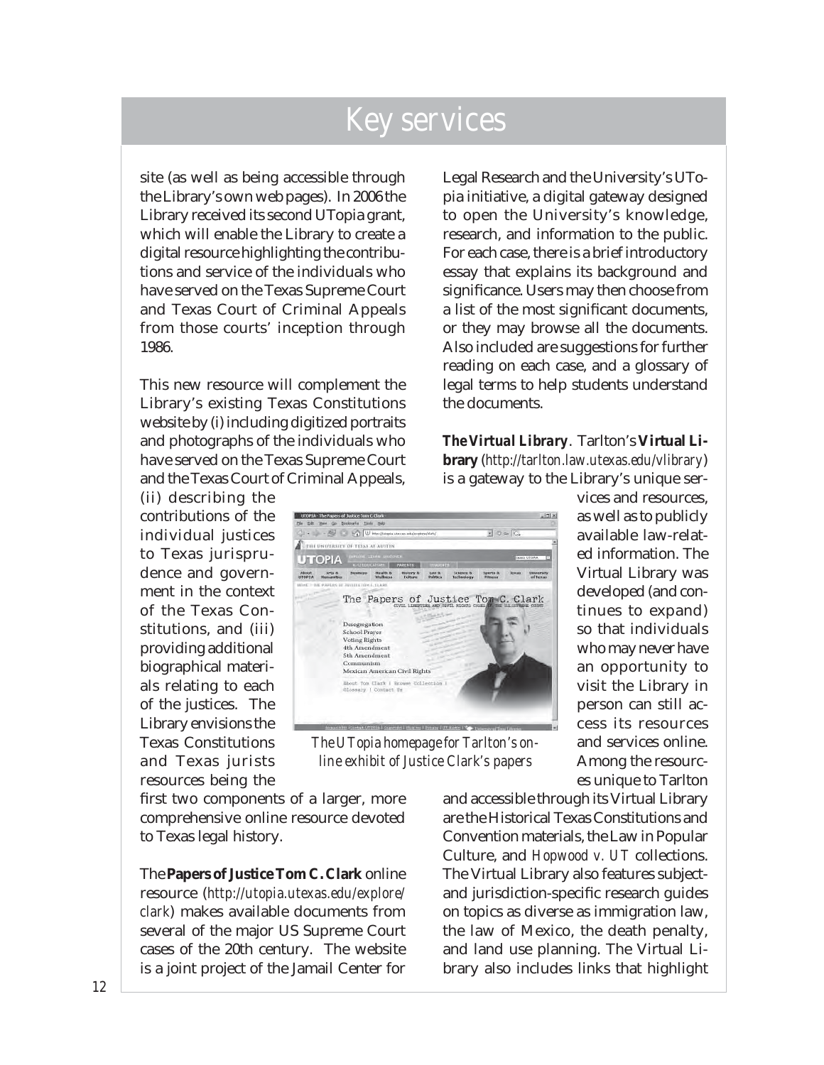# Key services

site (as well as being accessible through the Library's own web pages). In 2006 the Library received its second UTopia grant, which will enable the Library to create a digital resource highlighting the contributions and service of the individuals who have served on the Texas Supreme Court and Texas Court of Criminal Appeals from those courts' inception through 1986.

This new resource will complement the Library's existing Texas Constitutions website by (i) including digitized portraits and photographs of the individuals who have served on the Texas Supreme Court and the Texas Court of Criminal Appeals, (ii) describing the contributions of the individual justices to Texas jurisprudence and government in the context of the Texas Constitutions, and (iii) providing additional biographical materials relating to each of the justices. The Library envisions the Texas Constitutions and Texas jurists resources being the first two components of a larger, more comprehensive online resource devoted to Texas legal history.

The **Papers of Justice Tom C. Clark** online resource (*http://utopia.utexas.edu/explore/clark*) makes available documents from several of the major US Supreme Court cases of the 20th century. The website is a joint project of the Jamail Center for Legal Research and the University's UTopia initiative, a digital gateway designed to open the University's knowledge, research, and information to the public. For each case, there is a brief introductory essay that explains its background and significance. Users may then choose from a list of the most significant documents, or they may browse all the documents. Also included are suggestions for further reading on each case, and a glossary of legal terms to help students understand the documents.

*The UTopia homepage for Tarlton's online exhibit of Justice Clark's papers*

***The Virtual Library***. Tarlton's **Virtual Library** (*http://tarlton.law.utexas.edu/vlibrary*) is a gateway to the Library's unique services and resources, as well as to publicly available law-related information. The Virtual Library was developed (and continues to expand) so that individuals who may never have an opportunity to visit the Library in person can still access its resources and services online. Among the resources unique to Tarlton and accessible through its Virtual Library are the Historical Texas Constitutions and Convention materials, the Law in Popular Culture, and *Hopwood v. UT* collections. The Virtual Library also features subject- and jurisdiction-specific research guides on topics as diverse as immigration law, the law of Mexico, the death penalty, and land use planning. The Virtual Library also includes links that highlight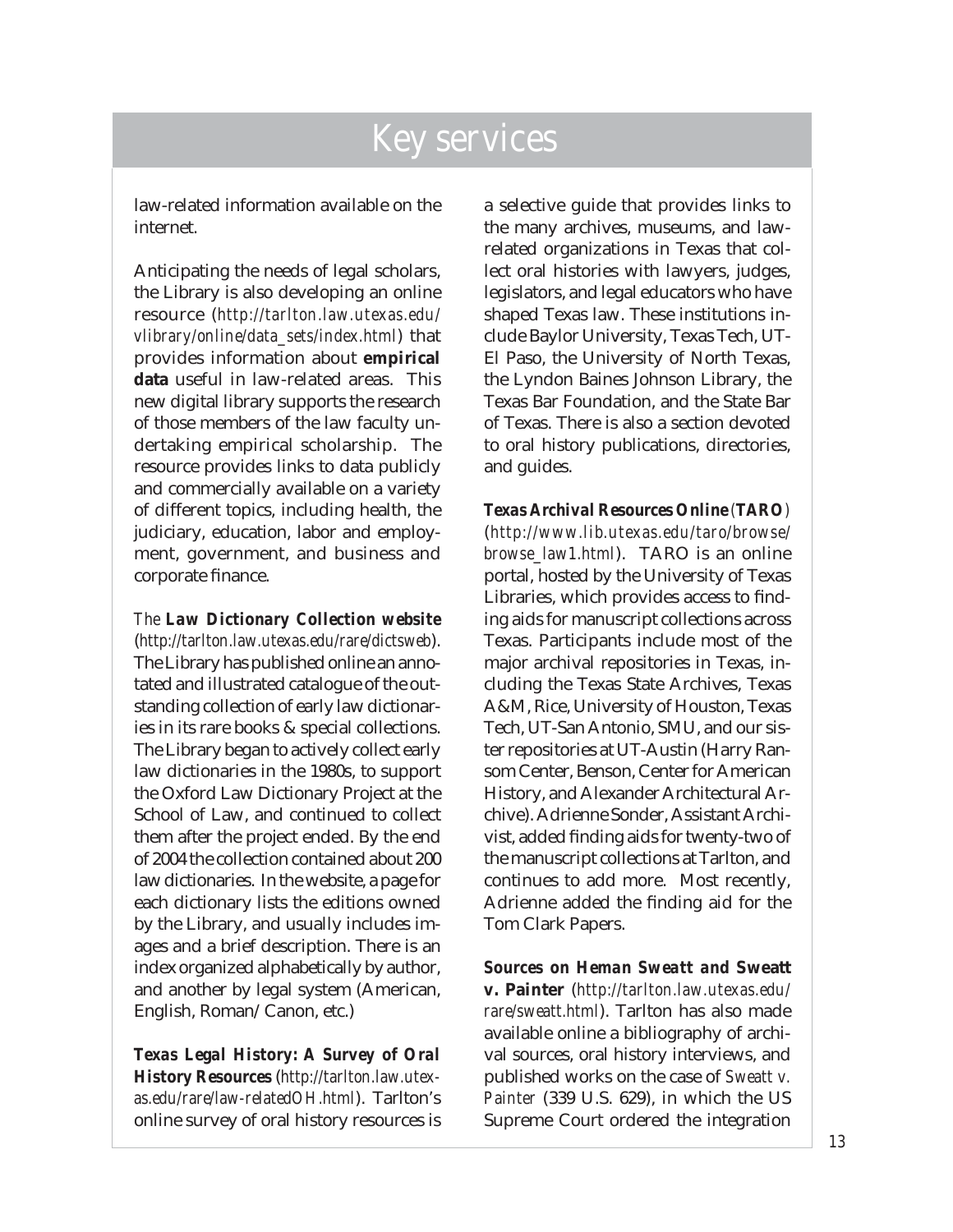# Key services

law-related information available on the internet.

Anticipating the needs of legal scholars, the Library is also developing an online resource (*http://tarlton.law.utexas.edu/vlibrary/online/data_sets/index.html*) that provides information about **empirical data** useful in law-related areas. This new digital library supports the research of those members of the law faculty undertaking empirical scholarship. The resource provides links to data publicly and commercially available on a variety of different topics, including health, the judiciary, education, labor and employment, government, and business and corporate finance.

*The* ***Law Dictionary Collection website*** (*http://tarlton.law.utexas.edu/rare/dictsweb*). The Library has published online an annotated and illustrated catalogue of the outstanding collection of early law dictionaries in its rare books & special collections. The Library began to actively collect early law dictionaries in the 1980s, to support the Oxford Law Dictionary Project at the School of Law, and continued to collect them after the project ended. By the end of 2004 the collection contained about 200 law dictionaries. In the website, a page for each dictionary lists the editions owned by the Library, and usually includes images and a brief description. There is an index organized alphabetically by author, and another by legal system (American, English, Roman/Canon, etc.)

***Texas Legal History: A Survey of Oral History Resources*** (*http://tarlton.law.utexas.edu/rare/law-relatedOH.html*). Tarlton's online survey of oral history resources is a selective guide that provides links to the many archives, museums, and law-related organizations in Texas that collect oral histories with lawyers, judges, legislators, and legal educators who have shaped Texas law. These institutions include Baylor University, Texas Tech, UT-El Paso, the University of North Texas, the Lyndon Baines Johnson Library, the Texas Bar Foundation, and the State Bar of Texas. There is also a section devoted to oral history publications, directories, and guides.

***Texas Archival Resources Online*** *(**TARO**)* (*http://www.lib.utexas.edu/taro/browse/browse_law1.html*). TARO is an online portal, hosted by the University of Texas Libraries, which provides access to finding aids for manuscript collections across Texas. Participants include most of the major archival repositories in Texas, including the Texas State Archives, Texas A&M, Rice, University of Houston, Texas Tech, UT-San Antonio, SMU, and our sister repositories at UT-Austin (Harry Ransom Center, Benson, Center for American History, and Alexander Architectural Archive). Adrienne Sonder, Assistant Archivist, added finding aids for twenty-two of the manuscript collections at Tarlton, and continues to add more. Most recently, Adrienne added the finding aid for the Tom Clark Papers.

***Sources on Heman Sweatt and Sweatt v. Painter*** (*http://tarlton.law.utexas.edu/rare/sweatt.html*). Tarlton has also made available online a bibliography of archival sources, oral history interviews, and published works on the case of *Sweatt v. Painter* (339 U.S. 629), in which the US Supreme Court ordered the integration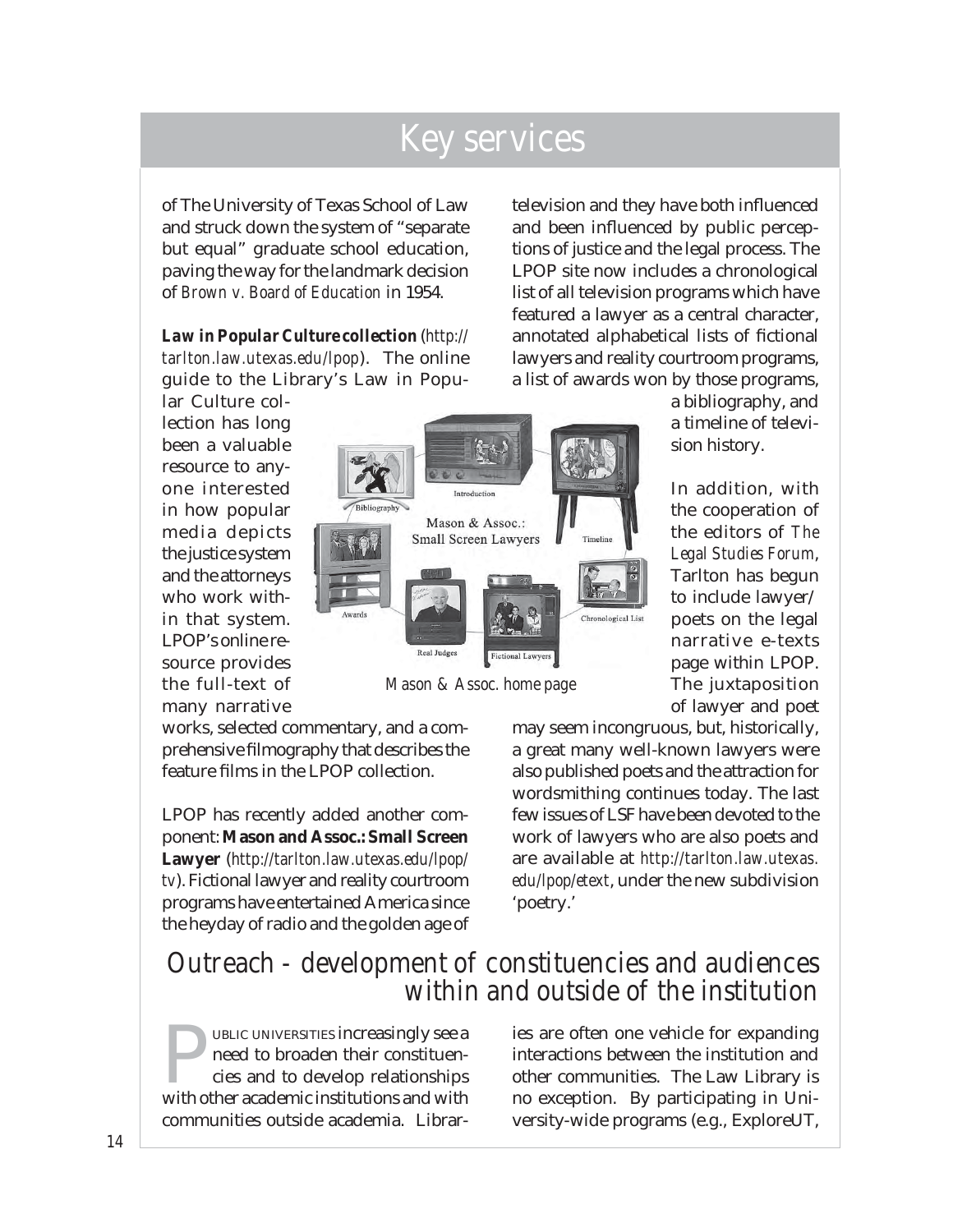# Key services

of The University of Texas School of Law and struck down the system of "separate but equal" graduate school education, paving the way for the landmark decision of *Brown v. Board of Education* in 1954.

***Law in Popular Culture collection*** (*http://tarlton.law.utexas.edu/lpop*). The online guide to the Library's Law in Popular Culture collection has long been a valuable resource to anyone interested in how popular media depicts the justice system and the attorneys who work within that system. LPOP's online resource provides the full-text of many narrative works, selected commentary, and a comprehensive filmography that describes the feature films in the LPOP collection.

LPOP has recently added another component: **Mason and Assoc.: Small Screen Lawyer** (*http://tarlton.law.utexas.edu/lpop/tv*). Fictional lawyer and reality courtroom programs have entertained America since the heyday of radio and the golden age of television and they have both influenced and been influenced by public perceptions of justice and the legal process. The LPOP site now includes a chronological list of all television programs which have featured a lawyer as a central character, annotated alphabetical lists of fictional lawyers and reality courtroom programs, a list of awards won by those programs, a bibliography, and a timeline of television history.

*Mason & Assoc. home page*

In addition, with the cooperation of the editors of *The Legal Studies Forum*, Tarlton has begun to include lawyer/poets on the legal narrative e-texts page within LPOP. The juxtaposition of lawyer and poet may seem incongruous, but, historically, a great many well-known lawyers were also published poets and the attraction for wordsmithing continues today. The last few issues of LSF have been devoted to the work of lawyers who are also poets and are available at *http://tarlton.law.utexas.edu/lpop/etext*, under the new subdivision 'poetry.'

## Outreach - development of constituencies and audiences within and outside of the institution

PUBLIC UNIVERSITIES increasingly see a need to broaden their constituencies and to develop relationships with other academic institutions and with communities outside academia. Libraries are often one vehicle for expanding interactions between the institution and other communities. The Law Library is no exception. By participating in University-wide programs (e.g., ExploreUT,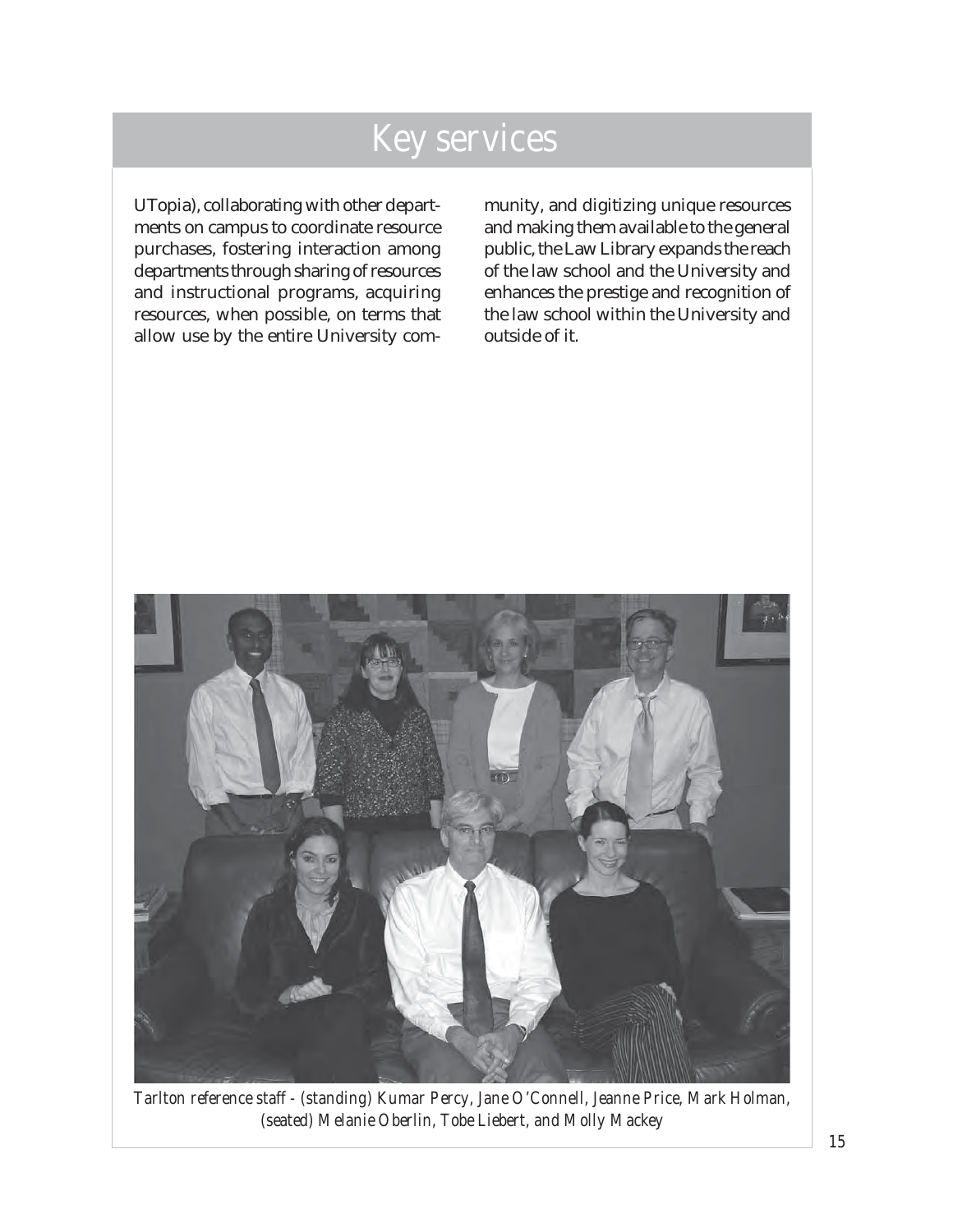# Key services

UTopia), collaborating with other departments on campus to coordinate resource purchases, fostering interaction among departments through sharing of resources and instructional programs, acquiring resources, when possible, on terms that allow use by the entire University community, and digitizing unique resources and making them available to the general public, the Law Library expands the reach of the law school and the University and enhances the prestige and recognition of the law school within the University and outside of it.

*Tarlton reference staff - (standing) Kumar Percy, Jane O'Connell, Jeanne Price, Mark Holman, (seated) Melanie Oberlin, Tobe Liebert, and Molly Mackey*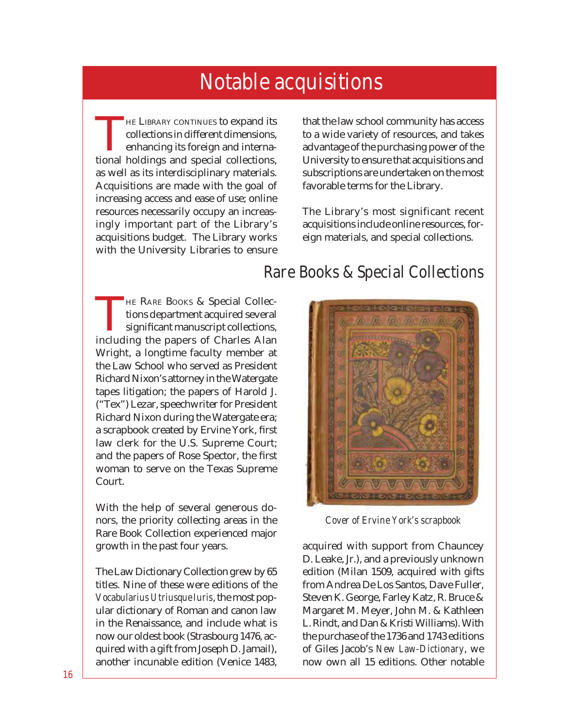# Notable acquisitions

The Library continues to expand its collections in different dimensions, enhancing its foreign and international holdings and special collections, as well as its interdisciplinary materials. Acquisitions are made with the goal of increasing access and ease of use; online resources necessarily occupy an increasingly important part of the Library's acquisitions budget. The Library works with the University Libraries to ensure that the law school community has access to a wide variety of resources, and takes advantage of the purchasing power of the University to ensure that acquisitions and subscriptions are undertaken on the most favorable terms for the Library.

The Library's most significant recent acquisitions include online resources, foreign materials, and special collections.

## Rare Books & Special Collections

The Rare Books & Special Collections department acquired several significant manuscript collections, including the papers of Charles Alan Wright, a longtime faculty member at the Law School who served as President Richard Nixon's attorney in the Watergate tapes litigation; the papers of Harold J. ("Tex") Lezar, speechwriter for President Richard Nixon during the Watergate era; a scrapbook created by Ervine York, first law clerk for the U.S. Supreme Court; and the papers of Rose Spector, the first woman to serve on the Texas Supreme Court.

With the help of several generous donors, the priority collecting areas in the Rare Book Collection experienced major growth in the past four years.

The Law Dictionary Collection grew by 65 titles. Nine of these were editions of the *Vocabularius Utriusque Iuris*, the most popular dictionary of Roman and canon law in the Renaissance, and include what is now our oldest book (Strasbourg 1476, acquired with a gift from Joseph D. Jamail), another incunable edition (Venice 1483, acquired with support from Chauncey D. Leake, Jr.), and a previously unknown edition (Milan 1509, acquired with gifts from Andrea De Los Santos, Dave Fuller, Steven K. George, Farley Katz, R. Bruce & Margaret M. Meyer, John M. & Kathleen L. Rindt, and Dan & Kristi Williams). With the purchase of the 1736 and 1743 editions of Giles Jacob's *New Law-Dictionary*, we now own all 15 editions. Other notable

*Cover of Ervine York's scrapbook*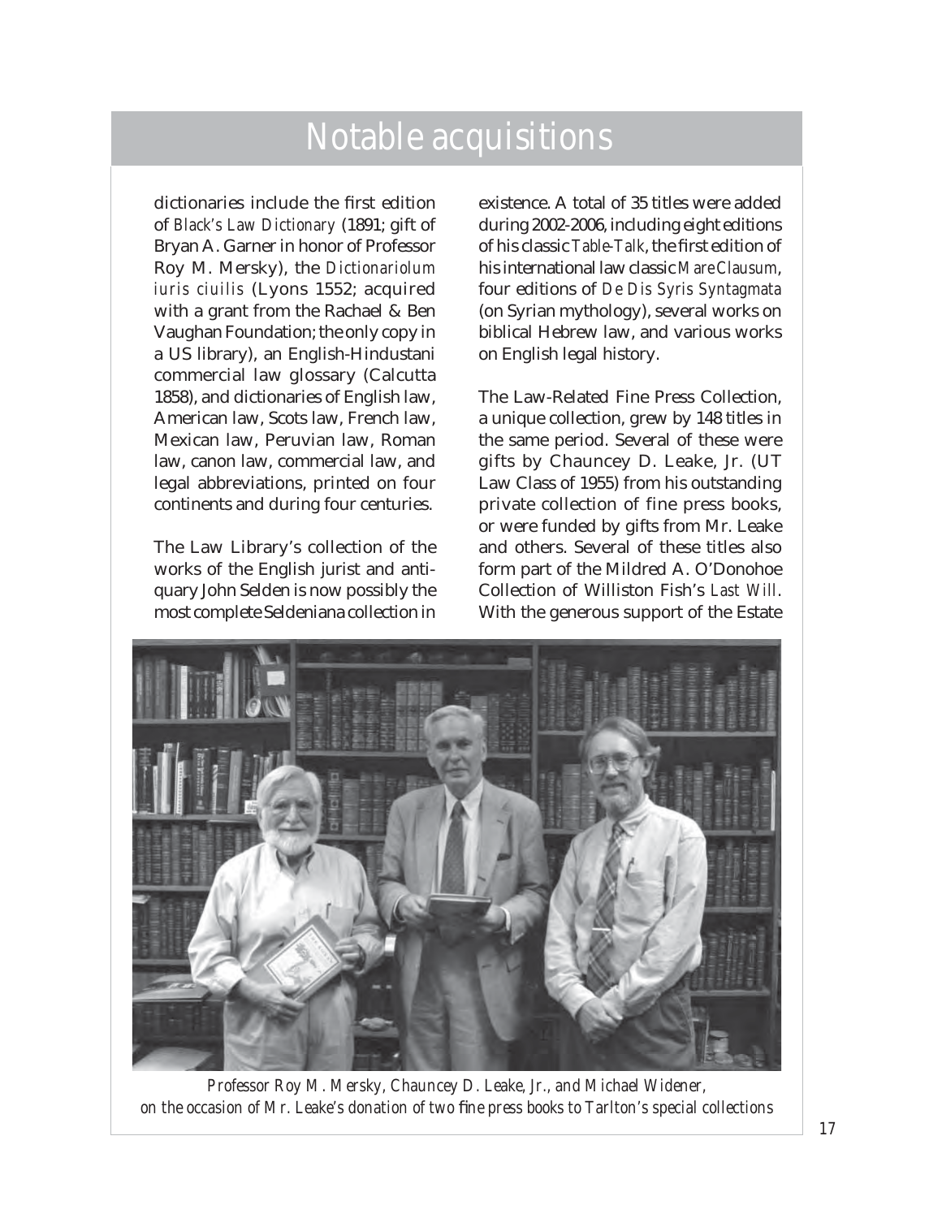# Notable acquisitions

dictionaries include the first edition of *Black's Law Dictionary* (1891; gift of Bryan A. Garner in honor of Professor Roy M. Mersky), the *Dictionariolum iuris ciuilis* (Lyons 1552; acquired with a grant from the Rachael & Ben Vaughan Foundation; the only copy in a US library), an English-Hindustani commercial law glossary (Calcutta 1858), and dictionaries of English law, American law, Scots law, French law, Mexican law, Peruvian law, Roman law, canon law, commercial law, and legal abbreviations, printed on four continents and during four centuries.

The Law Library's collection of the works of the English jurist and antiquary John Selden is now possibly the most complete Seldeniana collection in existence. A total of 35 titles were added during 2002-2006, including eight editions of his classic *Table-Talk*, the first edition of his international law classic *Mare Clausum*, four editions of *De Dis Syris Syntagmata* (on Syrian mythology), several works on biblical Hebrew law, and various works on English legal history.

The Law-Related Fine Press Collection, a unique collection, grew by 148 titles in the same period. Several of these were gifts by Chauncey D. Leake, Jr. (UT Law Class of 1955) from his outstanding private collection of fine press books, or were funded by gifts from Mr. Leake and others. Several of these titles also form part of the Mildred A. O'Donohoe Collection of Williston Fish's *Last Will*. With the generous support of the Estate

*Professor Roy M. Mersky, Chauncey D. Leake, Jr., and Michael Widener, on the occasion of Mr. Leake's donation of two fine press books to Tarlton's special collections*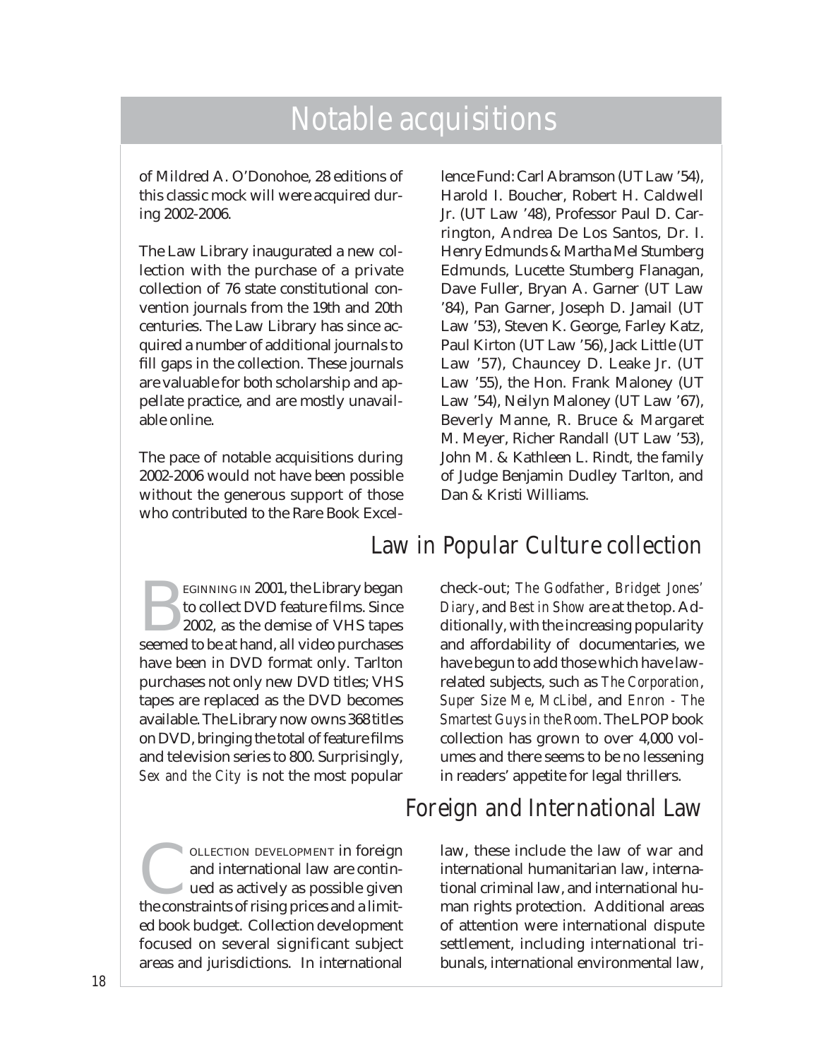# Notable acquisitions

of Mildred A. O'Donohoe, 28 editions of this classic mock will were acquired during 2002-2006.

The Law Library inaugurated a new collection with the purchase of a private collection of 76 state constitutional convention journals from the 19th and 20th centuries. The Law Library has since acquired a number of additional journals to fill gaps in the collection. These journals are valuable for both scholarship and appellate practice, and are mostly unavailable online.

The pace of notable acquisitions during 2002-2006 would not have been possible without the generous support of those who contributed to the Rare Book Excellence Fund: Carl Abramson (UT Law '54), Harold I. Boucher, Robert H. Caldwell Jr. (UT Law '48), Professor Paul D. Carrington, Andrea De Los Santos, Dr. I. Henry Edmunds & Martha Mel Stumberg Edmunds, Lucette Stumberg Flanagan, Dave Fuller, Bryan A. Garner (UT Law '84), Pan Garner, Joseph D. Jamail (UT Law '53), Steven K. George, Farley Katz, Paul Kirton (UT Law '56), Jack Little (UT Law '57), Chauncey D. Leake Jr. (UT Law '55), the Hon. Frank Maloney (UT Law '54), Neilyn Maloney (UT Law '67), Beverly Manne, R. Bruce & Margaret M. Meyer, Richer Randall (UT Law '53), John M. & Kathleen L. Rindt, the family of Judge Benjamin Dudley Tarlton, and Dan & Kristi Williams.

## Law in Popular Culture collection

Beginning in 2001, the Library began to collect DVD feature films. Since 2002, as the demise of VHS tapes seemed to be at hand, all video purchases have been in DVD format only. Tarlton purchases not only new DVD titles; VHS tapes are replaced as the DVD becomes available. The Library now owns 368 titles on DVD, bringing the total of feature films and television series to 800. Surprisingly, *Sex and the City* is not the most popular check-out; *The Godfather*, *Bridget Jones' Diary*, and *Best in Show* are at the top. Additionally, with the increasing popularity and affordability of documentaries, we have begun to add those which have law-related subjects, such as *The Corporation*, *Super Size Me*, *McLibel*, and *Enron - The Smartest Guys in the Room*. The LPOP book collection has grown to over 4,000 volumes and there seems to be no lessening in readers' appetite for legal thrillers.

## Foreign and International Law

Collection development in foreign and international law are continued as actively as possible given the constraints of rising prices and a limited book budget. Collection development focused on several significant subject areas and jurisdictions. In international law, these include the law of war and international humanitarian law, international criminal law, and international human rights protection. Additional areas of attention were international dispute settlement, including international tribunals, international environmental law,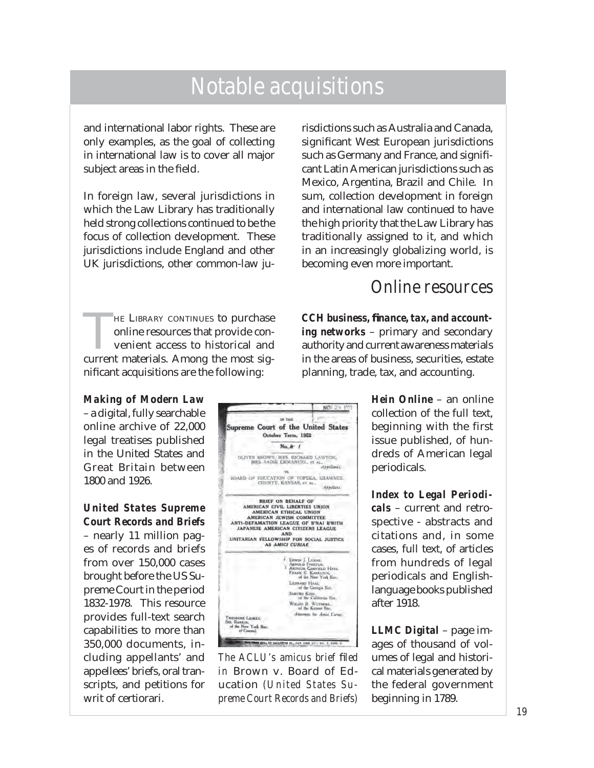# Notable acquisitions

and international labor rights. These are only examples, as the goal of collecting in international law is to cover all major subject areas in the field.

In foreign law, several jurisdictions in which the Law Library has traditionally held strong collections continued to be the focus of collection development. These jurisdictions include England and other UK jurisdictions, other common-law jurisdictions such as Australia and Canada, significant West European jurisdictions such as Germany and France, and significant Latin American jurisdictions such as Mexico, Argentina, Brazil and Chile. In sum, collection development in foreign and international law continued to have the high priority that the Law Library has traditionally assigned to it, and which in an increasingly globalizing world, is becoming even more important.

## Online resources

THE LIBRARY CONTINUES to purchase online resources that provide convenient access to historical and current materials. Among the most significant acquisitions are the following:

**CCH business, finance, tax, and accounting networks** – primary and secondary authority and current awareness materials in the areas of business, securities, estate planning, trade, tax, and accounting.

**Making of Modern Law** – a digital, fully searchable online archive of 22,000 legal treatises published in the United States and Great Britain between 1800 and 1926.

**United States Supreme Court Records and Briefs** – nearly 11 million pages of records and briefs from over 150,000 cases brought before the US Supreme Court in the period 1832-1978. This resource provides full-text search capabilities to more than 350,000 documents, including appellants' and appellees' briefs, oral transcripts, and petitions for writ of certiorari.

*The ACLU's amicus brief filed in* Brown v. Board of Education *(United States Supreme Court Records and Briefs)*

**Hein Online** – an online collection of the full text, beginning with the first issue published, of hundreds of American legal periodicals.

**Index to Legal Periodicals** – current and retrospective - abstracts and citations and, in some cases, full text, of articles from hundreds of legal periodicals and English-language books published after 1918.

**LLMC Digital** – page images of thousand of volumes of legal and historical materials generated by the federal government beginning in 1789.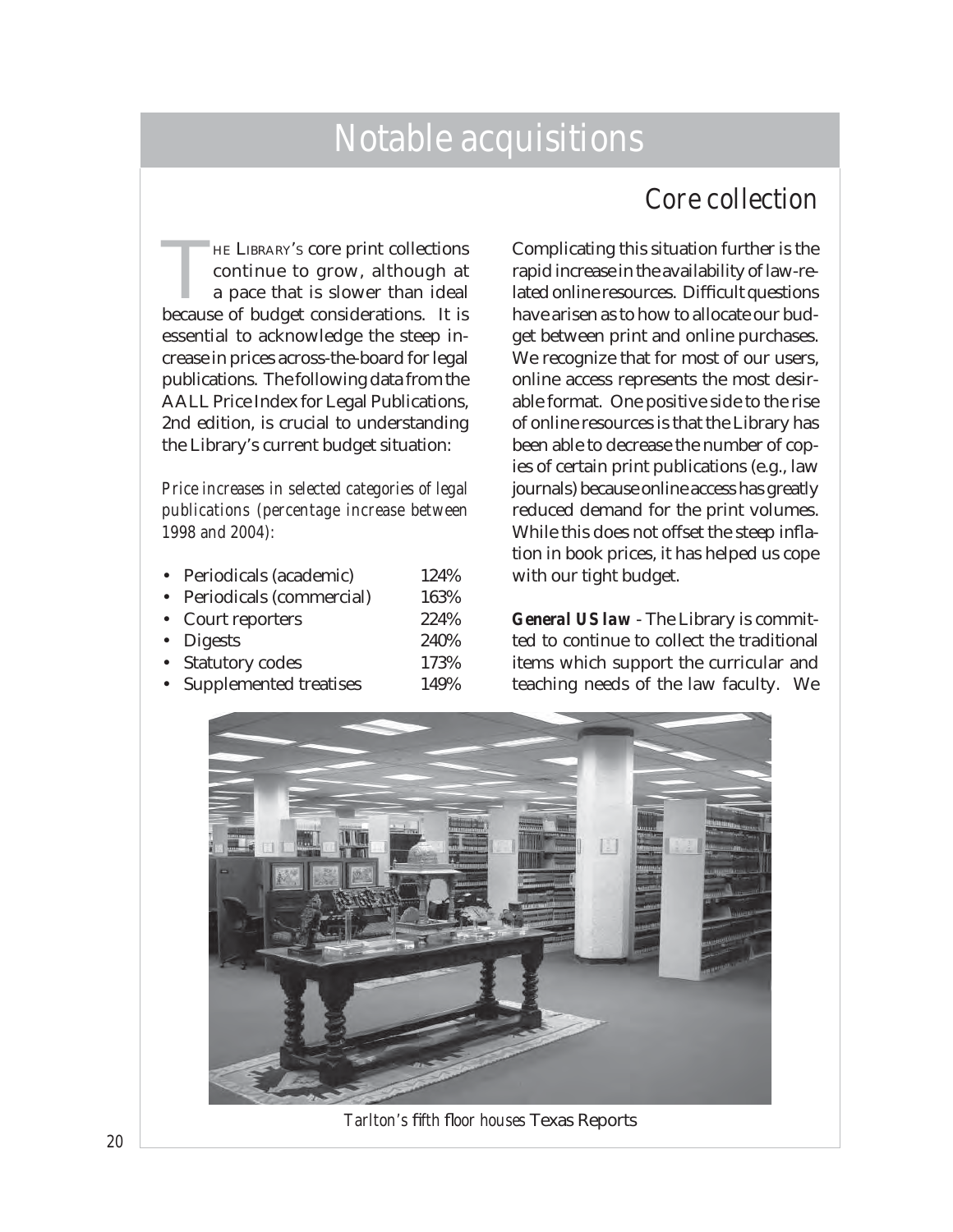# Notable acquisitions

## Core collection

The Library's core print collections continue to grow, although at a pace that is slower than ideal because of budget considerations. It is essential to acknowledge the steep increase in prices across-the-board for legal publications. The following data from the AALL Price Index for Legal Publications, 2nd edition, is crucial to understanding the Library's current budget situation:

*Price increases in selected categories of legal publications (percentage increase between 1998 and 2004):*

| | |
|---|---|
| • Periodicals (academic) | 124% |
| • Periodicals (commercial) | 163% |
| • Court reporters | 224% |
| • Digests | 240% |
| • Statutory codes | 173% |
| • Supplemented treatises | 149% |

Complicating this situation further is the rapid increase in the availability of law-related online resources. Difficult questions have arisen as to how to allocate our budget between print and online purchases. We recognize that for most of our users, online access represents the most desirable format. One positive side to the rise of online resources is that the Library has been able to decrease the number of copies of certain print publications (e.g., law journals) because online access has greatly reduced demand for the print volumes. While this does not offset the steep inflation in book prices, it has helped us cope with our tight budget.

***General US law*** - The Library is committed to continue to collect the traditional items which support the curricular and teaching needs of the law faculty. We

*Tarlton's fifth floor houses* Texas Reports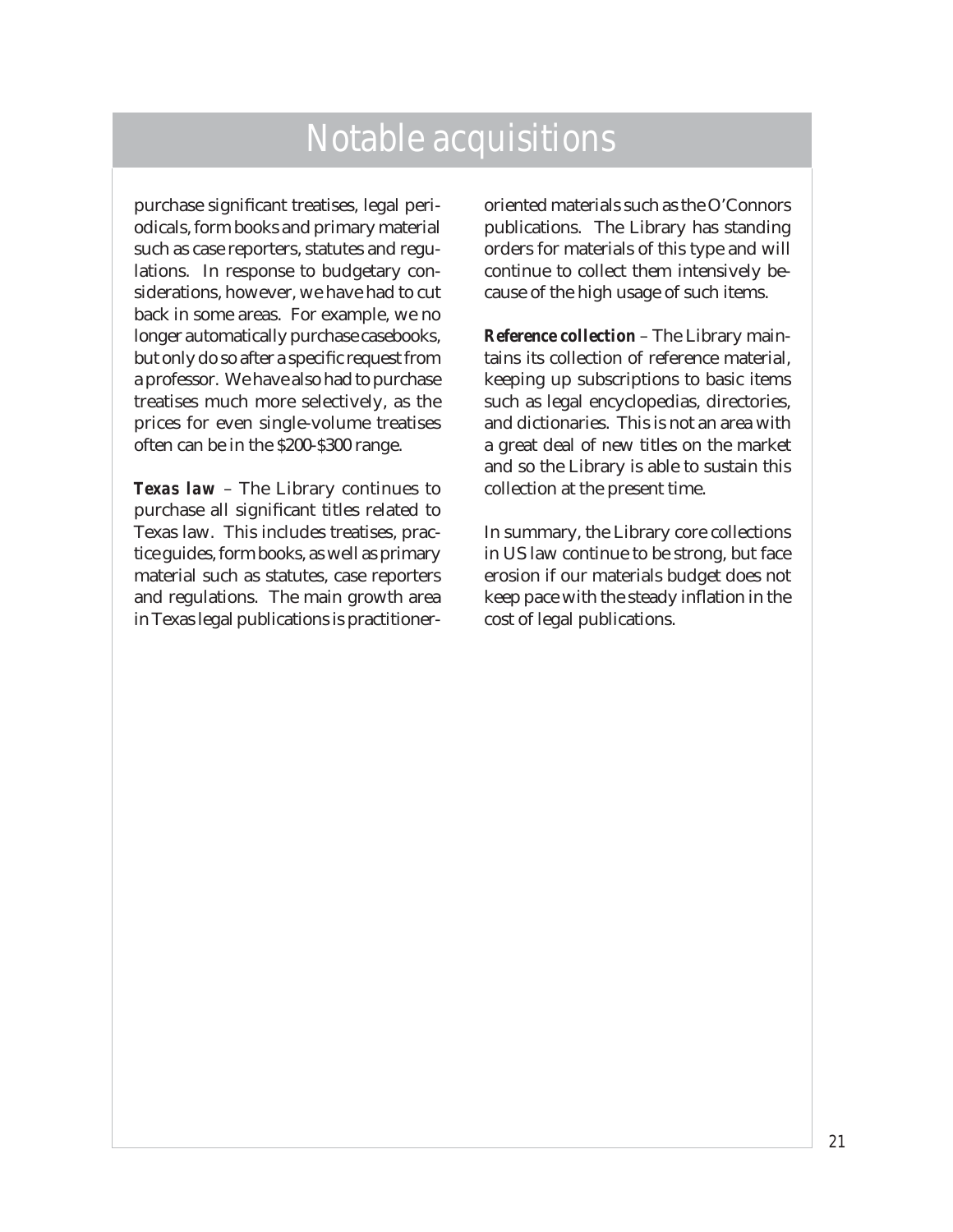# Notable acquisitions

purchase significant treatises, legal periodicals, form books and primary material such as case reporters, statutes and regulations. In response to budgetary considerations, however, we have had to cut back in some areas. For example, we no longer automatically purchase casebooks, but only do so after a specific request from a professor. We have also had to purchase treatises much more selectively, as the prices for even single-volume treatises often can be in the $200-$300 range.

***Texas law*** – The Library continues to purchase all significant titles related to Texas law. This includes treatises, practice guides, form books, as well as primary material such as statutes, case reporters and regulations. The main growth area in Texas legal publications is practitioner-oriented materials such as the O'Connors publications. The Library has standing orders for materials of this type and will continue to collect them intensively because of the high usage of such items.

***Reference collection*** – The Library maintains its collection of reference material, keeping up subscriptions to basic items such as legal encyclopedias, directories, and dictionaries. This is not an area with a great deal of new titles on the market and so the Library is able to sustain this collection at the present time.

In summary, the Library core collections in US law continue to be strong, but face erosion if our materials budget does not keep pace with the steady inflation in the cost of legal publications.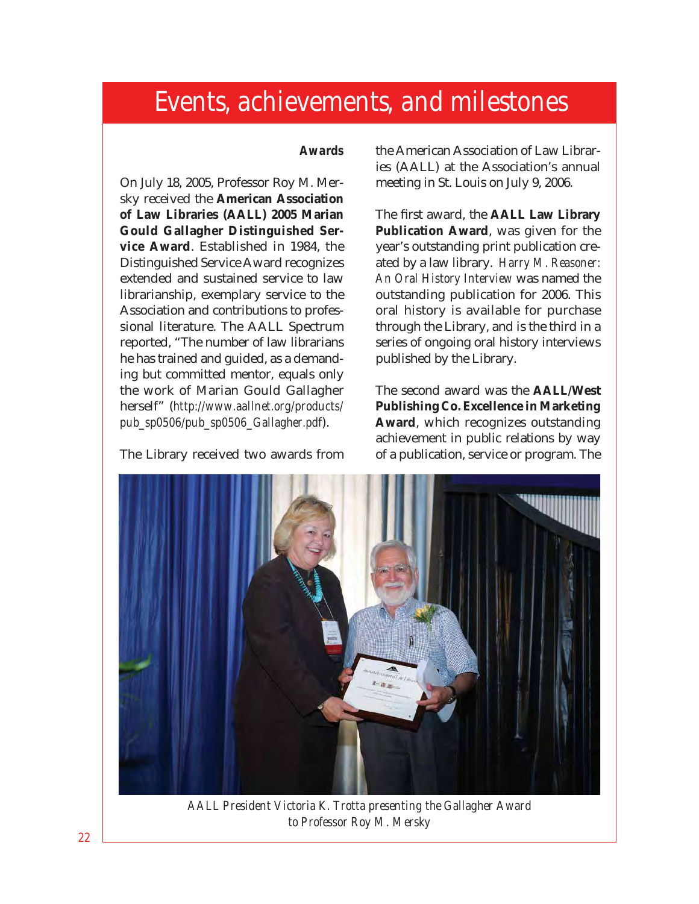# Events, achievements, and milestones

### *Awards*

On July 18, 2005, Professor Roy M. Mersky received the **American Association of Law Libraries (AALL) 2005 Marian Gould Gallagher Distinguished Service Award**. Established in 1984, the Distinguished Service Award recognizes extended and sustained service to law librarianship, exemplary service to the Association and contributions to professional literature. The AALL Spectrum reported, "The number of law librarians he has trained and guided, as a demanding but committed mentor, equals only the work of Marian Gould Gallagher herself" (*http://www.aallnet.org/products/pub_sp0506/pub_sp0506_Gallagher.pdf*).

The Library received two awards from the American Association of Law Libraries (AALL) at the Association's annual meeting in St. Louis on July 9, 2006.

The first award, the **AALL Law Library Publication Award**, was given for the year's outstanding print publication created by a law library. *Harry M. Reasoner: An Oral History Interview* was named the outstanding publication for 2006. This oral history is available for purchase through the Library, and is the third in a series of ongoing oral history interviews published by the Library.

The second award was the **AALL/West Publishing Co. Excellence in Marketing Award**, which recognizes outstanding achievement in public relations by way of a publication, service or program. The

*AALL President Victoria K. Trotta presenting the Gallagher Award to Professor Roy M. Mersky*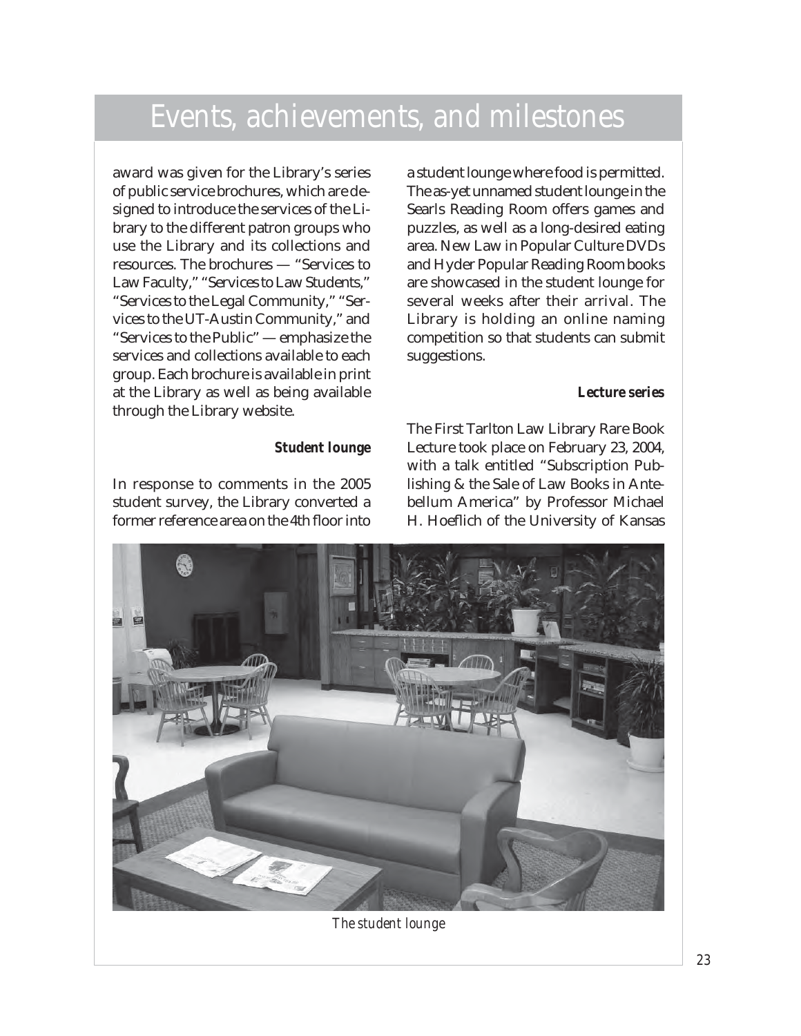# Events, achievements, and milestones

award was given for the Library's series of public service brochures, which are designed to introduce the services of the Library to the different patron groups who use the Library and its collections and resources. The brochures — "Services to Law Faculty," "Services to Law Students," "Services to the Legal Community," "Services to the UT-Austin Community," and "Services to the Public" — emphasize the services and collections available to each group. Each brochure is available in print at the Library as well as being available through the Library website.

### Student lounge

In response to comments in the 2005 student survey, the Library converted a former reference area on the 4th floor into a student lounge where food is permitted. The as-yet unnamed student lounge in the Searls Reading Room offers games and puzzles, as well as a long-desired eating area. New Law in Popular Culture DVDs and Hyder Popular Reading Room books are showcased in the student lounge for several weeks after their arrival. The Library is holding an online naming competition so that students can submit suggestions.

### Lecture series

The First Tarlton Law Library Rare Book Lecture took place on February 23, 2004, with a talk entitled "Subscription Publishing & the Sale of Law Books in Antebellum America" by Professor Michael H. Hoeflich of the University of Kansas

*The student lounge*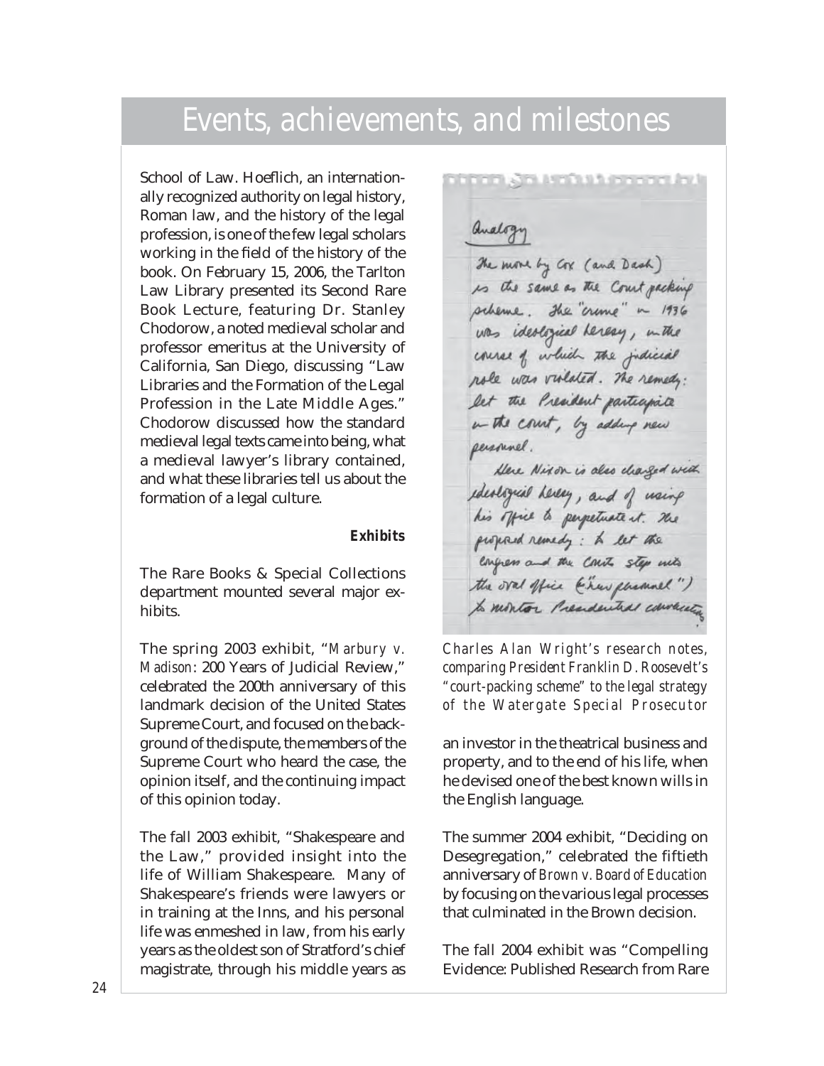School of Law. Hoeflich, an internationally recognized authority on legal history, Roman law, and the history of the legal profession, is one of the few legal scholars working in the field of the history of the book. On February 15, 2006, the Tarlton Law Library presented its Second Rare Book Lecture, featuring Dr. Stanley Chodorow, a noted medieval scholar and professor emeritus at the University of California, San Diego, discussing "Law Libraries and the Formation of the Legal Profession in the Late Middle Ages." Chodorow discussed how the standard medieval legal texts came into being, what a medieval lawyer's library contained, and what these libraries tell us about the formation of a legal culture.

### Exhibits

The Rare Books & Special Collections department mounted several major exhibits.

The spring 2003 exhibit, "*Marbury v. Madison*: 200 Years of Judicial Review," celebrated the 200th anniversary of this landmark decision of the United States Supreme Court, and focused on the background of the dispute, the members of the Supreme Court who heard the case, the opinion itself, and the continuing impact of this opinion today.

The fall 2003 exhibit, "Shakespeare and the Law," provided insight into the life of William Shakespeare. Many of Shakespeare's friends were lawyers or in training at the Inns, and his personal life was enmeshed in law, from his early years as the oldest son of Stratford's chief magistrate, through his middle years as an investor in the theatrical business and property, and to the end of his life, when he devised one of the best known wills in the English language.

*Charles Alan Wright's research notes, comparing President Franklin D. Roosevelt's "court-packing scheme" to the legal strategy of the Watergate Special Prosecutor*

The summer 2004 exhibit, "Deciding on Desegregation," celebrated the fiftieth anniversary of *Brown v. Board of Education* by focusing on the various legal processes that culminated in the Brown decision.

The fall 2004 exhibit was "Compelling Evidence: Published Research from Rare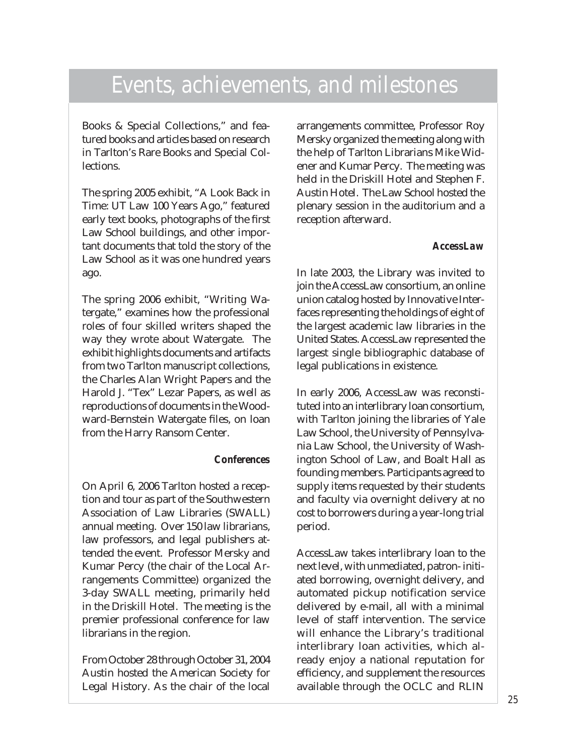# Events, achievements, and milestones

Books & Special Collections," and featured books and articles based on research in Tarlton's Rare Books and Special Collections.

The spring 2005 exhibit, "A Look Back in Time: UT Law 100 Years Ago," featured early text books, photographs of the first Law School buildings, and other important documents that told the story of the Law School as it was one hundred years ago.

The spring 2006 exhibit, "Writing Watergate," examines how the professional roles of four skilled writers shaped the way they wrote about Watergate. The exhibit highlights documents and artifacts from two Tarlton manuscript collections, the Charles Alan Wright Papers and the Harold J. "Tex" Lezar Papers, as well as reproductions of documents in the Woodward-Bernstein Watergate files, on loan from the Harry Ransom Center.

### Conferences

On April 6, 2006 Tarlton hosted a reception and tour as part of the Southwestern Association of Law Libraries (SWALL) annual meeting. Over 150 law librarians, law professors, and legal publishers attended the event. Professor Mersky and Kumar Percy (the chair of the Local Arrangements Committee) organized the 3-day SWALL meeting, primarily held in the Driskill Hotel. The meeting is the premier professional conference for law librarians in the region.

From October 28 through October 31, 2004 Austin hosted the American Society for Legal History. As the chair of the local arrangements committee, Professor Roy Mersky organized the meeting along with the help of Tarlton Librarians Mike Widener and Kumar Percy. The meeting was held in the Driskill Hotel and Stephen F. Austin Hotel. The Law School hosted the plenary session in the auditorium and a reception afterward.

### AccessLaw

In late 2003, the Library was invited to join the AccessLaw consortium, an online union catalog hosted by Innovative Interfaces representing the holdings of eight of the largest academic law libraries in the United States. AccessLaw represented the largest single bibliographic database of legal publications in existence.

In early 2006, AccessLaw was reconstituted into an interlibrary loan consortium, with Tarlton joining the libraries of Yale Law School, the University of Pennsylvania Law School, the University of Washington School of Law, and Boalt Hall as founding members. Participants agreed to supply items requested by their students and faculty via overnight delivery at no cost to borrowers during a year-long trial period.

AccessLaw takes interlibrary loan to the next level, with unmediated, patron-initiated borrowing, overnight delivery, and automated pickup notification service delivered by e-mail, all with a minimal level of staff intervention. The service will enhance the Library's traditional interlibrary loan activities, which already enjoy a national reputation for efficiency, and supplement the resources available through the OCLC and RLIN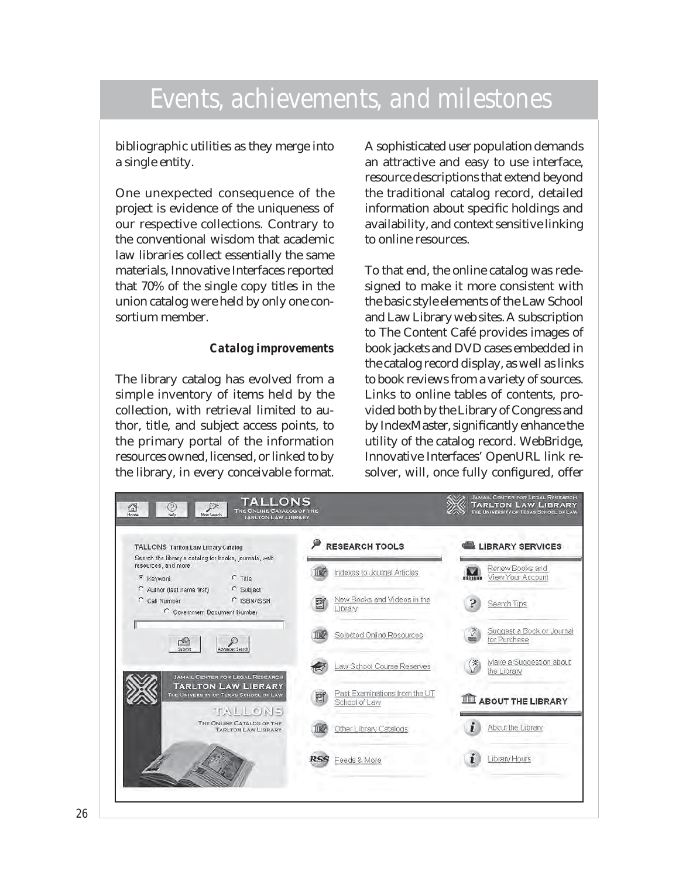bibliographic utilities as they merge into a single entity.

One unexpected consequence of the project is evidence of the uniqueness of our respective collections. Contrary to the conventional wisdom that academic law libraries collect essentially the same materials, Innovative Interfaces reported that 70% of the single copy titles in the union catalog were held by only one consortium member.

#### *Catalog improvements*

The library catalog has evolved from a simple inventory of items held by the collection, with retrieval limited to author, title, and subject access points, to the primary portal of the information resources owned, licensed, or linked to by the library, in every conceivable format. A sophisticated user population demands an attractive and easy to use interface, resource descriptions that extend beyond the traditional catalog record, detailed information about specific holdings and availability, and context sensitive linking to online resources.

To that end, the online catalog was redesigned to make it more consistent with the basic style elements of the Law School and Law Library web sites. A subscription to The Content Café provides images of book jackets and DVD cases embedded in the catalog record display, as well as links to book reviews from a variety of sources. Links to online tables of contents, provided both by the Library of Congress and by IndexMaster, significantly enhance the utility of the catalog record. WebBridge, Innovative Interfaces' OpenURL link resolver, will, once fully configured, offer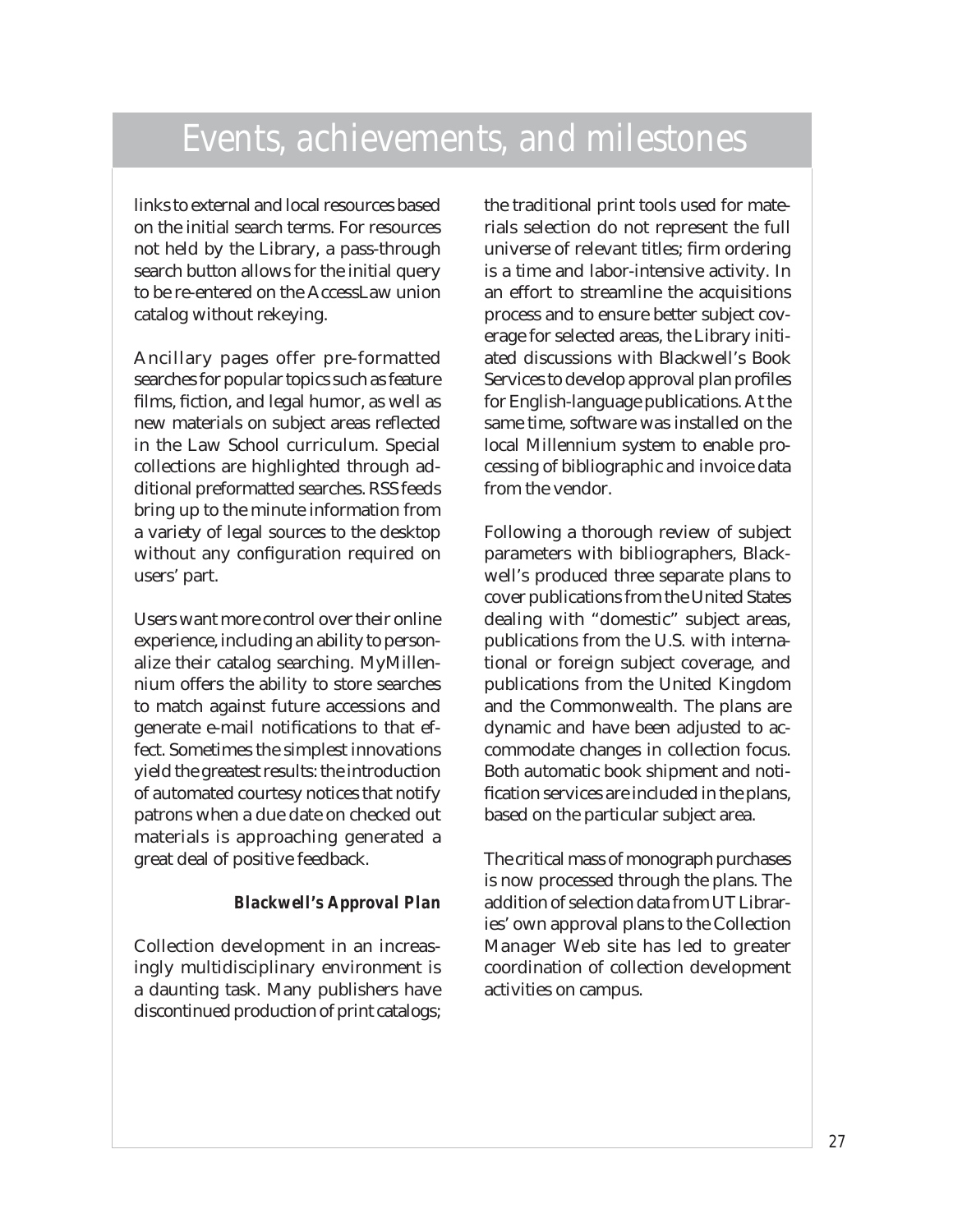# Events, achievements, and milestones

links to external and local resources based on the initial search terms. For resources not held by the Library, a pass-through search button allows for the initial query to be re-entered on the AccessLaw union catalog without rekeying.

Ancillary pages offer pre-formatted searches for popular topics such as feature films, fiction, and legal humor, as well as new materials on subject areas reflected in the Law School curriculum. Special collections are highlighted through additional preformatted searches. RSS feeds bring up to the minute information from a variety of legal sources to the desktop without any configuration required on users' part.

Users want more control over their online experience, including an ability to personalize their catalog searching. MyMillennium offers the ability to store searches to match against future accessions and generate e-mail notifications to that effect. Sometimes the simplest innovations yield the greatest results: the introduction of automated courtesy notices that notify patrons when a due date on checked out materials is approaching generated a great deal of positive feedback.

### Blackwell's Approval Plan

Collection development in an increasingly multidisciplinary environment is a daunting task. Many publishers have discontinued production of print catalogs; the traditional print tools used for materials selection do not represent the full universe of relevant titles; firm ordering is a time and labor-intensive activity. In an effort to streamline the acquisitions process and to ensure better subject coverage for selected areas, the Library initiated discussions with Blackwell's Book Services to develop approval plan profiles for English-language publications. At the same time, software was installed on the local Millennium system to enable processing of bibliographic and invoice data from the vendor.

Following a thorough review of subject parameters with bibliographers, Blackwell's produced three separate plans to cover publications from the United States dealing with "domestic" subject areas, publications from the U.S. with international or foreign subject coverage, and publications from the United Kingdom and the Commonwealth. The plans are dynamic and have been adjusted to accommodate changes in collection focus. Both automatic book shipment and notification services are included in the plans, based on the particular subject area.

The critical mass of monograph purchases is now processed through the plans. The addition of selection data from UT Libraries' own approval plans to the Collection Manager Web site has led to greater coordination of collection development activities on campus.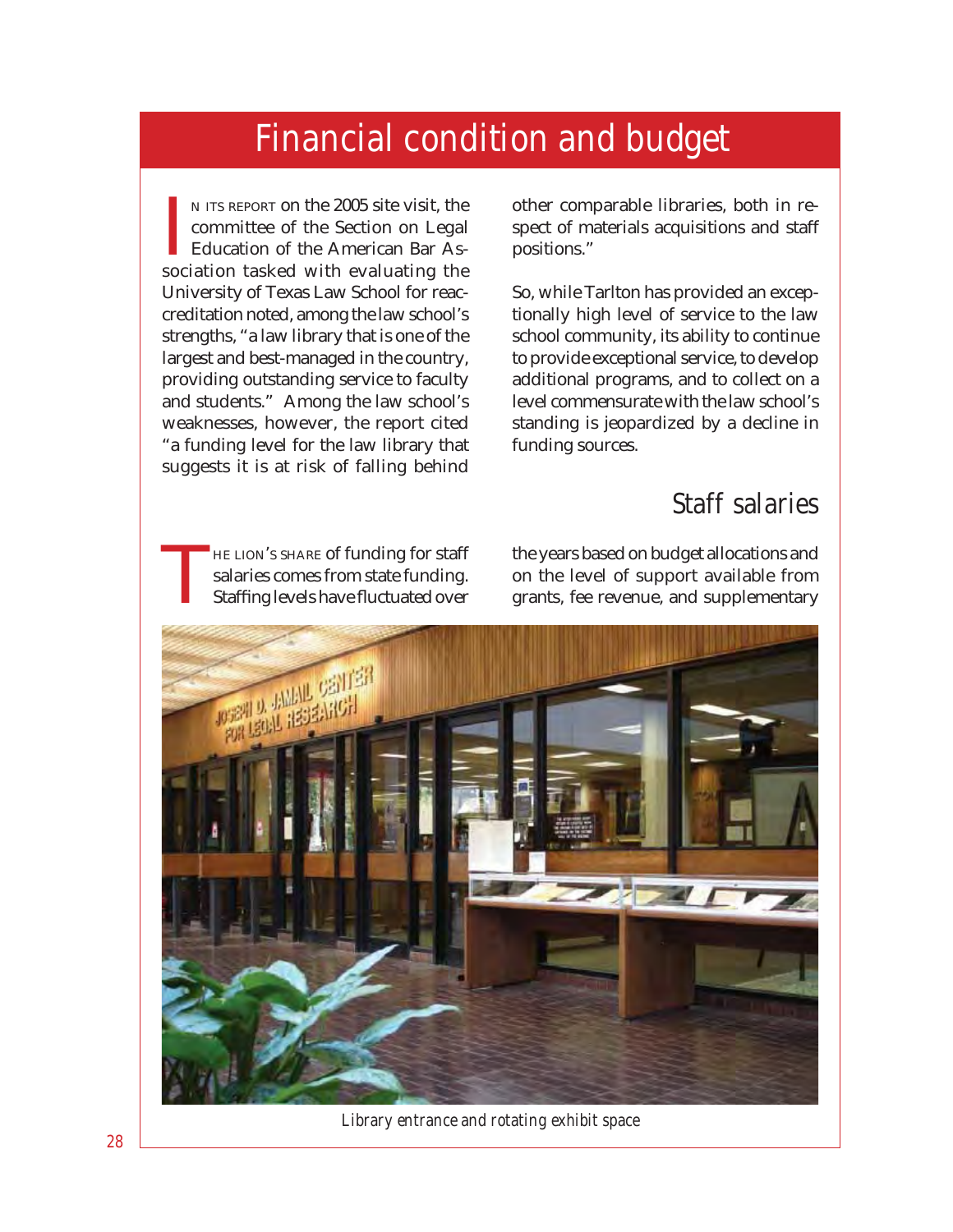# Financial condition and budget

In its report on the 2005 site visit, the committee of the Section on Legal Education of the American Bar Association tasked with evaluating the University of Texas Law School for reaccreditation noted, among the law school's strengths, "a law library that is one of the largest and best-managed in the country, providing outstanding service to faculty and students." Among the law school's weaknesses, however, the report cited "a funding level for the law library that suggests it is at risk of falling behind other comparable libraries, both in respect of materials acquisitions and staff positions."

So, while Tarlton has provided an exceptionally high level of service to the law school community, its ability to continue to provide exceptional service, to develop additional programs, and to collect on a level commensurate with the law school's standing is jeopardized by a decline in funding sources.

## Staff salaries

The lion's share of funding for staff salaries comes from state funding. Staffing levels have fluctuated over the years based on budget allocations and on the level of support available from grants, fee revenue, and supplementary

Library entrance and rotating exhibit space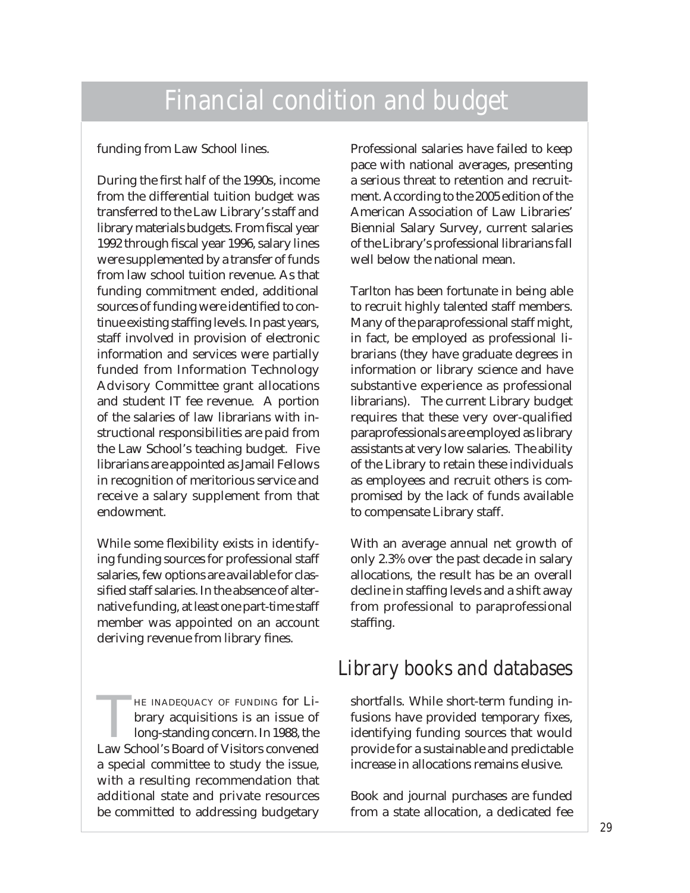# Financial condition and budget

funding from Law School lines.

During the first half of the 1990s, income from the differential tuition budget was transferred to the Law Library's staff and library materials budgets. From fiscal year 1992 through fiscal year 1996, salary lines were supplemented by a transfer of funds from law school tuition revenue. As that funding commitment ended, additional sources of funding were identified to continue existing staffing levels. In past years, staff involved in provision of electronic information and services were partially funded from Information Technology Advisory Committee grant allocations and student IT fee revenue. A portion of the salaries of law librarians with instructional responsibilities are paid from the Law School's teaching budget. Five librarians are appointed as Jamail Fellows in recognition of meritorious service and receive a salary supplement from that endowment.

While some flexibility exists in identifying funding sources for professional staff salaries, few options are available for classified staff salaries. In the absence of alternative funding, at least one part-time staff member was appointed on an account deriving revenue from library fines.

Professional salaries have failed to keep pace with national averages, presenting a serious threat to retention and recruitment. According to the 2005 edition of the American Association of Law Libraries' Biennial Salary Survey, current salaries of the Library's professional librarians fall well below the national mean.

Tarlton has been fortunate in being able to recruit highly talented staff members. Many of the paraprofessional staff might, in fact, be employed as professional librarians (they have graduate degrees in information or library science and have substantive experience as professional librarians). The current Library budget requires that these very over-qualified paraprofessionals are employed as library assistants at very low salaries. The ability of the Library to retain these individuals as employees and recruit others is compromised by the lack of funds available to compensate Library staff.

With an average annual net growth of only 2.3% over the past decade in salary allocations, the result has be an overall decline in staffing levels and a shift away from professional to paraprofessional staffing.

## Library books and databases

THE INADEQUACY OF FUNDING for Library acquisitions is an issue of long-standing concern. In 1988, the Law School's Board of Visitors convened a special committee to study the issue, with a resulting recommendation that additional state and private resources be committed to addressing budgetary shortfalls. While short-term funding infusions have provided temporary fixes, identifying funding sources that would provide for a sustainable and predictable increase in allocations remains elusive.

Book and journal purchases are funded from a state allocation, a dedicated fee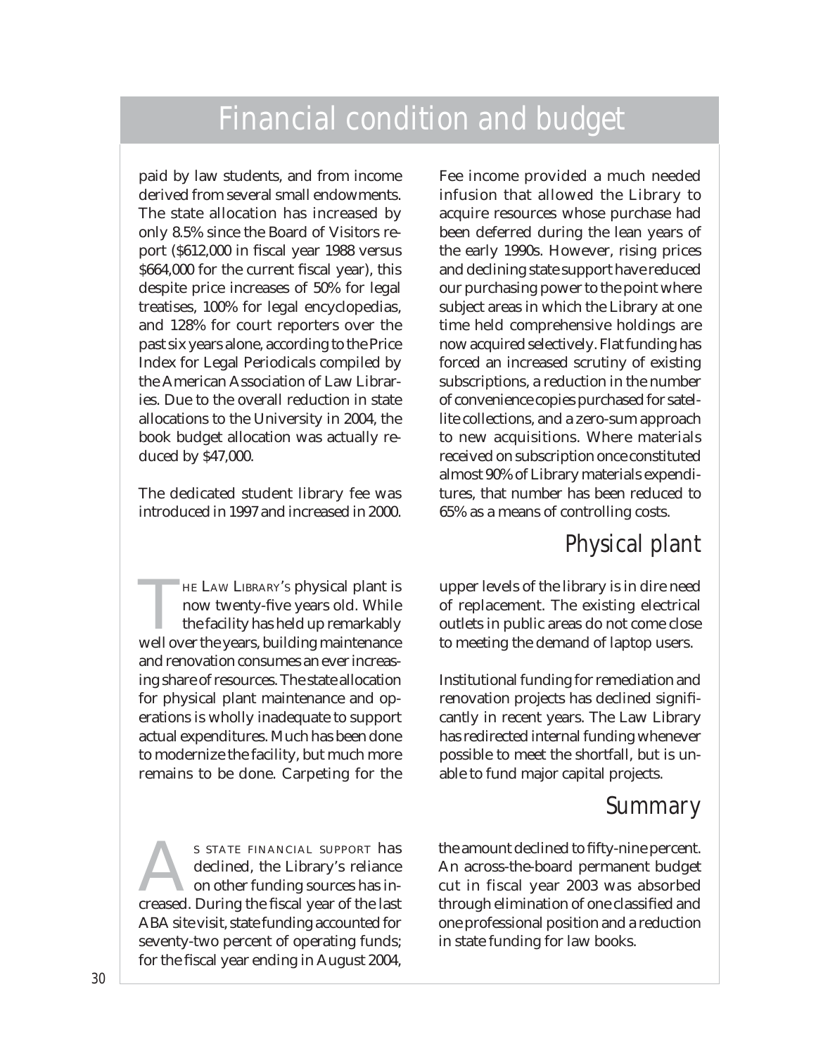# Financial condition and budget

paid by law students, and from income derived from several small endowments. The state allocation has increased by only 8.5% since the Board of Visitors report ($612,000 in fiscal year 1988 versus $664,000 for the current fiscal year), this despite price increases of 50% for legal treatises, 100% for legal encyclopedias, and 128% for court reporters over the past six years alone, according to the Price Index for Legal Periodicals compiled by the American Association of Law Libraries. Due to the overall reduction in state allocations to the University in 2004, the book budget allocation was actually reduced by $47,000.

The dedicated student library fee was introduced in 1997 and increased in 2000. Fee income provided a much needed infusion that allowed the Library to acquire resources whose purchase had been deferred during the lean years of the early 1990s. However, rising prices and declining state support have reduced our purchasing power to the point where subject areas in which the Library at one time held comprehensive holdings are now acquired selectively. Flat funding has forced an increased scrutiny of existing subscriptions, a reduction in the number of convenience copies purchased for satellite collections, and a zero-sum approach to new acquisitions. Where materials received on subscription once constituted almost 90% of Library materials expenditures, that number has been reduced to 65% as a means of controlling costs.

## Physical plant

The Law Library's physical plant is now twenty-five years old. While the facility has held up remarkably well over the years, building maintenance and renovation consumes an ever increasing share of resources. The state allocation for physical plant maintenance and operations is wholly inadequate to support actual expenditures. Much has been done to modernize the facility, but much more remains to be done. Carpeting for the upper levels of the library is in dire need of replacement. The existing electrical outlets in public areas do not come close to meeting the demand of laptop users.

Institutional funding for remediation and renovation projects has declined significantly in recent years. The Law Library has redirected internal funding whenever possible to meet the shortfall, but is unable to fund major capital projects.

## Summary

As state financial support has declined, the Library's reliance on other funding sources has increased. During the fiscal year of the last ABA site visit, state funding accounted for seventy-two percent of operating funds; for the fiscal year ending in August 2004, the amount declined to fifty-nine percent. An across-the-board permanent budget cut in fiscal year 2003 was absorbed through elimination of one classified and one professional position and a reduction in state funding for law books.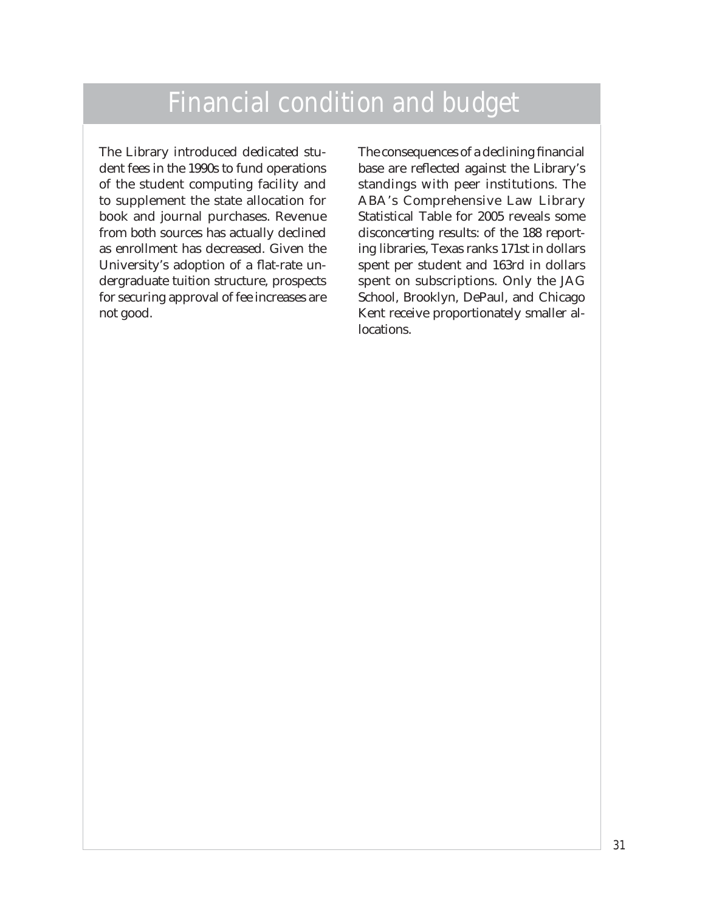# Financial condition and budget

The Library introduced dedicated student fees in the 1990s to fund operations of the student computing facility and to supplement the state allocation for book and journal purchases. Revenue from both sources has actually declined as enrollment has decreased. Given the University's adoption of a flat-rate undergraduate tuition structure, prospects for securing approval of fee increases are not good.

The consequences of a declining financial base are reflected against the Library's standings with peer institutions. The ABA's Comprehensive Law Library Statistical Table for 2005 reveals some disconcerting results: of the 188 reporting libraries, Texas ranks 171st in dollars spent per student and 163rd in dollars spent on subscriptions. Only the JAG School, Brooklyn, DePaul, and Chicago Kent receive proportionately smaller allocations.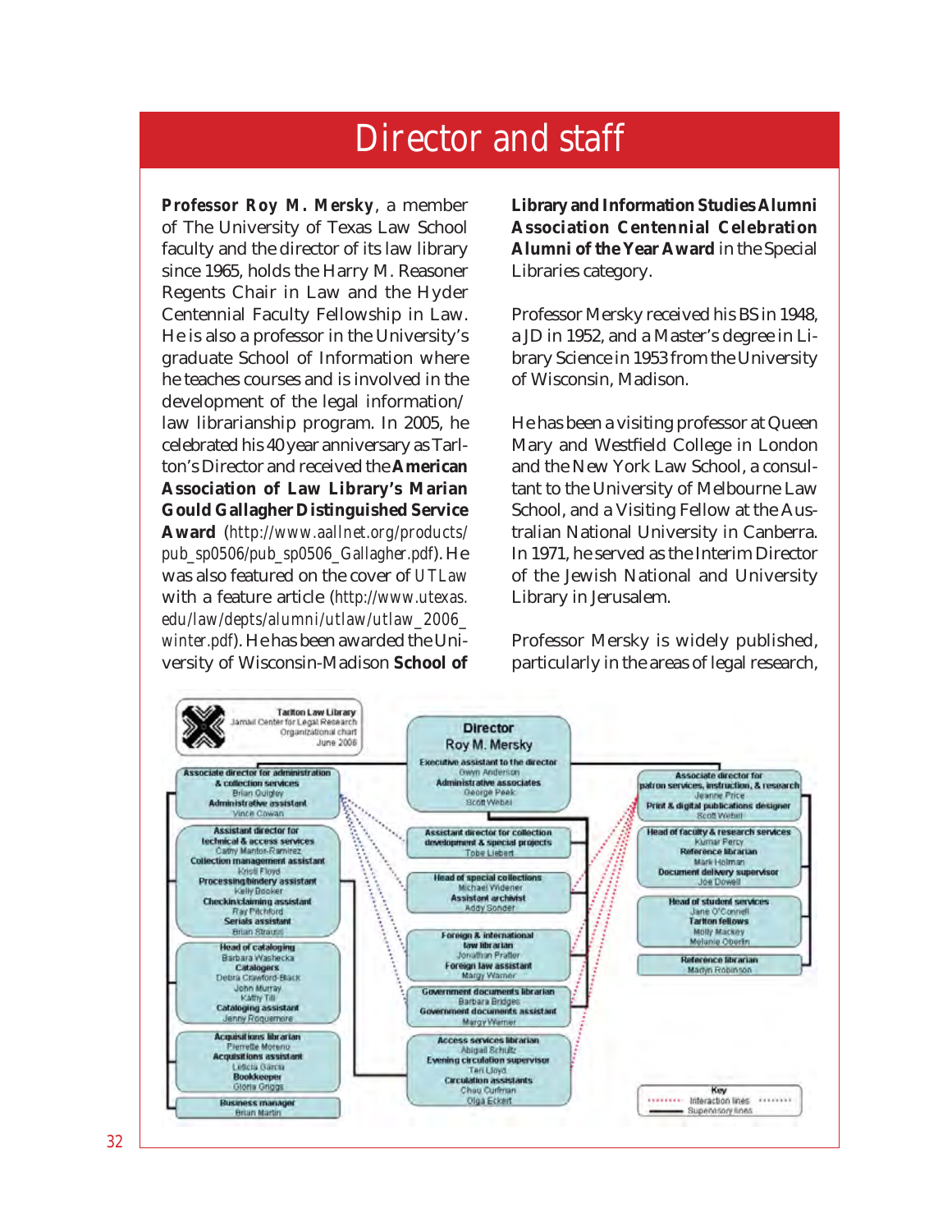# Director and staff

**Professor Roy M. Mersky**, a member of The University of Texas Law School faculty and the director of its law library since 1965, holds the Harry M. Reasoner Regents Chair in Law and the Hyder Centennial Faculty Fellowship in Law. He is also a professor in the University's graduate School of Information where he teaches courses and is involved in the development of the legal information/ law librarianship program. In 2005, he celebrated his 40 year anniversary as Tarlton's Director and received the **American Association of Law Library's Marian Gould Gallagher Distinguished Service Award** (*http://www.aallnet.org/products/pub_sp0506/pub_sp0506_Gallagher.pdf*). He was also featured on the cover of *UTLaw* with a feature article (*http://www.utexas.edu/law/depts/alumni/utlaw/utlaw_2006_winter.pdf*). He has been awarded the University of Wisconsin-Madison **School of Library and Information Studies Alumni Association Centennial Celebration Alumni of the Year Award** in the Special Libraries category.

Professor Mersky received his BS in 1948, a JD in 1952, and a Master's degree in Library Science in 1953 from the University of Wisconsin, Madison.

He has been a visiting professor at Queen Mary and Westfield College in London and the New York Law School, a consultant to the University of Melbourne Law School, and a Visiting Fellow at the Australian National University in Canberra. In 1971, he served as the Interim Director of the Jewish National and University Library in Jerusalem.

Professor Mersky is widely published, particularly in the areas of legal research,

Tarlton Law Library
Jamail Center for Legal Research
Organizational chart
June 2006

**Director**
Roy M. Mersky
**Executive assistant to the director**
Gwyn Anderson
**Administrative associates**
George Peek
Scott Webel

**Associate director for administration & collection services**
Brian Quigley
**Administrative assistant**
Vince Cowan

**Assistant director for technical & access services**
Cathy Manton-Ramirez
**Collection management assistant**
Kristi Floyd
**Processing/bindery assistant**
Kelly Booker
**Checkin/claiming assistant**
Ray Pitchford
**Serials assistant**
Brian Strauss

**Head of cataloging**
Barbara Washecka
**Catalogers**
Debra Crawford-Black
John Murray
Kathy Till
**Cataloging assistant**
Jenny Roquemore

**Acquisitions librarian**
Pierrette Moreno
**Acquisitions assistant**
Leticia Garcia
**Bookkeeper**
Gloria Griggs

**Business manager**
Brian Martin

**Assistant director for collection development & special projects**
Tobe Liebert

**Head of special collections**
Michael Widener
**Assistant archivist**
Addy Sonder

**Foreign & international law librarian**
Jonathan Pratter
**Foreign law assistant**
Margy Warner

**Government documents librarian**
Barbara Bridges
**Government documents assistant**
Margy Warner

**Access services librarian**
Abigail Schultz
**Evening circulation supervisor**
Teri Lloyd
**Circulation assistants**
Chau Curfman
Olga Eckert

**Associate director for patron services, instruction, & research**
Jeanne Price
**Print & digital publications designer**
Scott Webel

**Head of faculty & research services**
Kumar Percy
**Reference librarian**
Mark Holman
**Document delivery supervisor**
Joe Dowell

**Head of student services**
Jane O'Connell
**Tarlton fellows**
Molly Mackey
Melanie Oberlin

**Reference librarian**
Marilyn Robinson

**Key**
Interaction lines (dotted)
Supervisory lines (solid)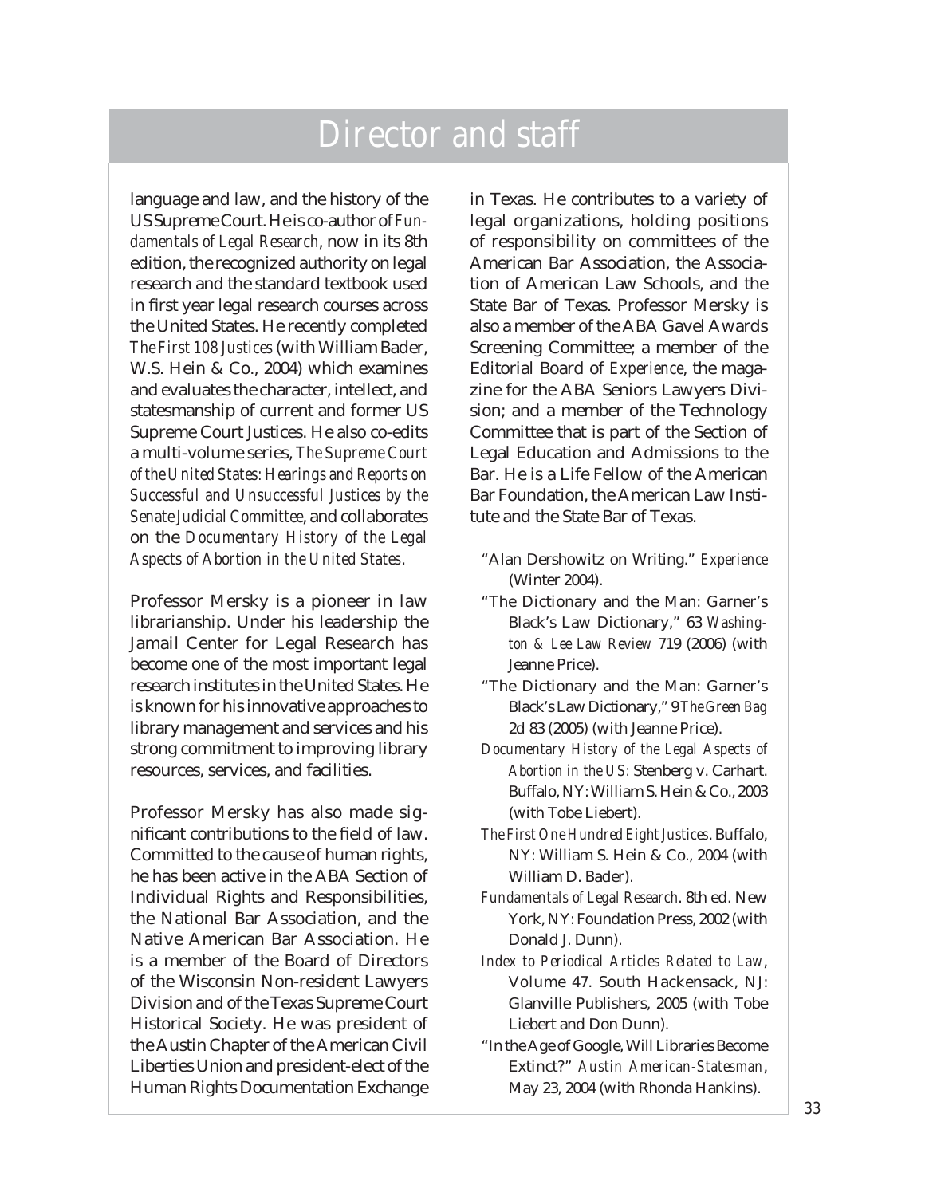# Director and staff

language and law, and the history of the US Supreme Court. He is co-author of *Fundamentals of Legal Research*, now in its 8th edition, the recognized authority on legal research and the standard textbook used in first year legal research courses across the United States. He recently completed *The First 108 Justices* (with William Bader, W.S. Hein & Co., 2004) which examines and evaluates the character, intellect, and statesmanship of current and former US Supreme Court Justices. He also co-edits a multi-volume series, *The Supreme Court of the United States: Hearings and Reports on Successful and Unsuccessful Justices by the Senate Judicial Committee*, and collaborates on the *Documentary History of the Legal Aspects of Abortion in the United States*.

Professor Mersky is a pioneer in law librarianship. Under his leadership the Jamail Center for Legal Research has become one of the most important legal research institutes in the United States. He is known for his innovative approaches to library management and services and his strong commitment to improving library resources, services, and facilities.

Professor Mersky has also made significant contributions to the field of law. Committed to the cause of human rights, he has been active in the ABA Section of Individual Rights and Responsibilities, the National Bar Association, and the Native American Bar Association. He is a member of the Board of Directors of the Wisconsin Non-resident Lawyers Division and of the Texas Supreme Court Historical Society. He was president of the Austin Chapter of the American Civil Liberties Union and president-elect of the Human Rights Documentation Exchange in Texas. He contributes to a variety of legal organizations, holding positions of responsibility on committees of the American Bar Association, the Association of American Law Schools, and the State Bar of Texas. Professor Mersky is also a member of the ABA Gavel Awards Screening Committee; a member of the Editorial Board of *Experience*, the magazine for the ABA Seniors Lawyers Division; and a member of the Technology Committee that is part of the Section of Legal Education and Admissions to the Bar. He is a Life Fellow of the American Bar Foundation, the American Law Institute and the State Bar of Texas.

- "Alan Dershowitz on Writing." *Experience* (Winter 2004).
- "The Dictionary and the Man: Garner's Black's Law Dictionary," 63 *Washington & Lee Law Review* 719 (2006) (with Jeanne Price).
- "The Dictionary and the Man: Garner's Black's Law Dictionary," 9 *The Green Bag* 2d 83 (2005) (with Jeanne Price).
- *Documentary History of the Legal Aspects of Abortion in the US:* Stenberg v. Carhart. Buffalo, NY: William S. Hein & Co., 2003 (with Tobe Liebert).
- *The First One Hundred Eight Justices*. Buffalo, NY: William S. Hein & Co., 2004 (with William D. Bader).
- *Fundamentals of Legal Research*. 8th ed. New York, NY: Foundation Press, 2002 (with Donald J. Dunn).
- *Index to Periodical Articles Related to Law*, Volume 47. South Hackensack, NJ: Glanville Publishers, 2005 (with Tobe Liebert and Don Dunn).
- "In the Age of Google, Will Libraries Become Extinct?" *Austin American-Statesman*, May 23, 2004 (with Rhonda Hankins).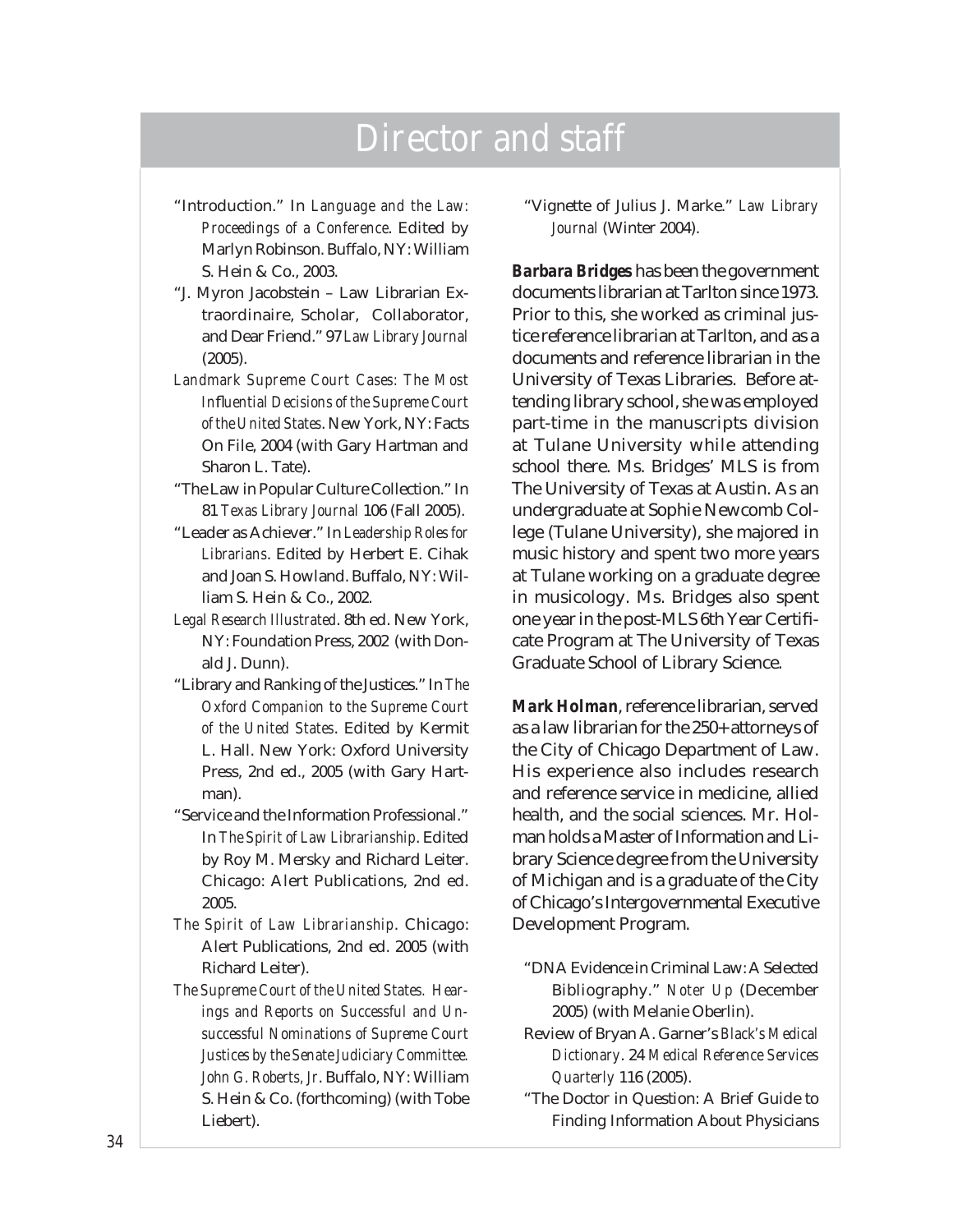# Director and staff

- "Introduction." In *Language and the Law: Proceedings of a Conference*. Edited by Marlyn Robinson. Buffalo, NY: William S. Hein & Co., 2003.
- "J. Myron Jacobstein – Law Librarian Extraordinaire, Scholar, Collaborator, and Dear Friend." 97 *Law Library Journal* (2005).
- *Landmark Supreme Court Cases: The Most Influential Decisions of the Supreme Court of the United States*. New York, NY: Facts On File, 2004 (with Gary Hartman and Sharon L. Tate).
- "The Law in Popular Culture Collection." In 81 *Texas Library Journal* 106 (Fall 2005).
- "Leader as Achiever." In *Leadership Roles for Librarians*. Edited by Herbert E. Cihak and Joan S. Howland. Buffalo, NY: William S. Hein & Co., 2002.
- *Legal Research Illustrated*. 8th ed. New York, NY: Foundation Press, 2002 (with Donald J. Dunn).
- "Library and Ranking of the Justices." In *The Oxford Companion to the Supreme Court of the United States*. Edited by Kermit L. Hall. New York: Oxford University Press, 2nd ed., 2005 (with Gary Hartman).
- "Service and the Information Professional." In *The Spirit of Law Librarianship*. Edited by Roy M. Mersky and Richard Leiter. Chicago: Alert Publications, 2nd ed. 2005.
- *The Spirit of Law Librarianship*. Chicago: Alert Publications, 2nd ed. 2005 (with Richard Leiter).
- *The Supreme Court of the United States. Hearings and Reports on Successful and Unsuccessful Nominations of Supreme Court Justices by the Senate Judiciary Committee. John G. Roberts, Jr*. Buffalo, NY: William S. Hein & Co. (forthcoming) (with Tobe Liebert).
- "Vignette of Julius J. Marke." *Law Library Journal* (Winter 2004).

***Barbara Bridges*** has been the government documents librarian at Tarlton since 1973. Prior to this, she worked as criminal justice reference librarian at Tarlton, and as a documents and reference librarian in the University of Texas Libraries. Before attending library school, she was employed part-time in the manuscripts division at Tulane University while attending school there. Ms. Bridges' MLS is from The University of Texas at Austin. As an undergraduate at Sophie Newcomb College (Tulane University), she majored in music history and spent two more years at Tulane working on a graduate degree in musicology. Ms. Bridges also spent one year in the post-MLS 6th Year Certificate Program at The University of Texas Graduate School of Library Science.

***Mark Holman***, reference librarian, served as a law librarian for the 250+ attorneys of the City of Chicago Department of Law. His experience also includes research and reference service in medicine, allied health, and the social sciences. Mr. Holman holds a Master of Information and Library Science degree from the University of Michigan and is a graduate of the City of Chicago's Intergovernmental Executive Development Program.

- "DNA Evidence in Criminal Law: A Selected Bibliography." *Noter Up* (December 2005) (with Melanie Oberlin).
- Review of Bryan A. Garner's *Black's Medical Dictionary*. 24 *Medical Reference Services Quarterly* 116 (2005).
- "The Doctor in Question: A Brief Guide to Finding Information About Physicians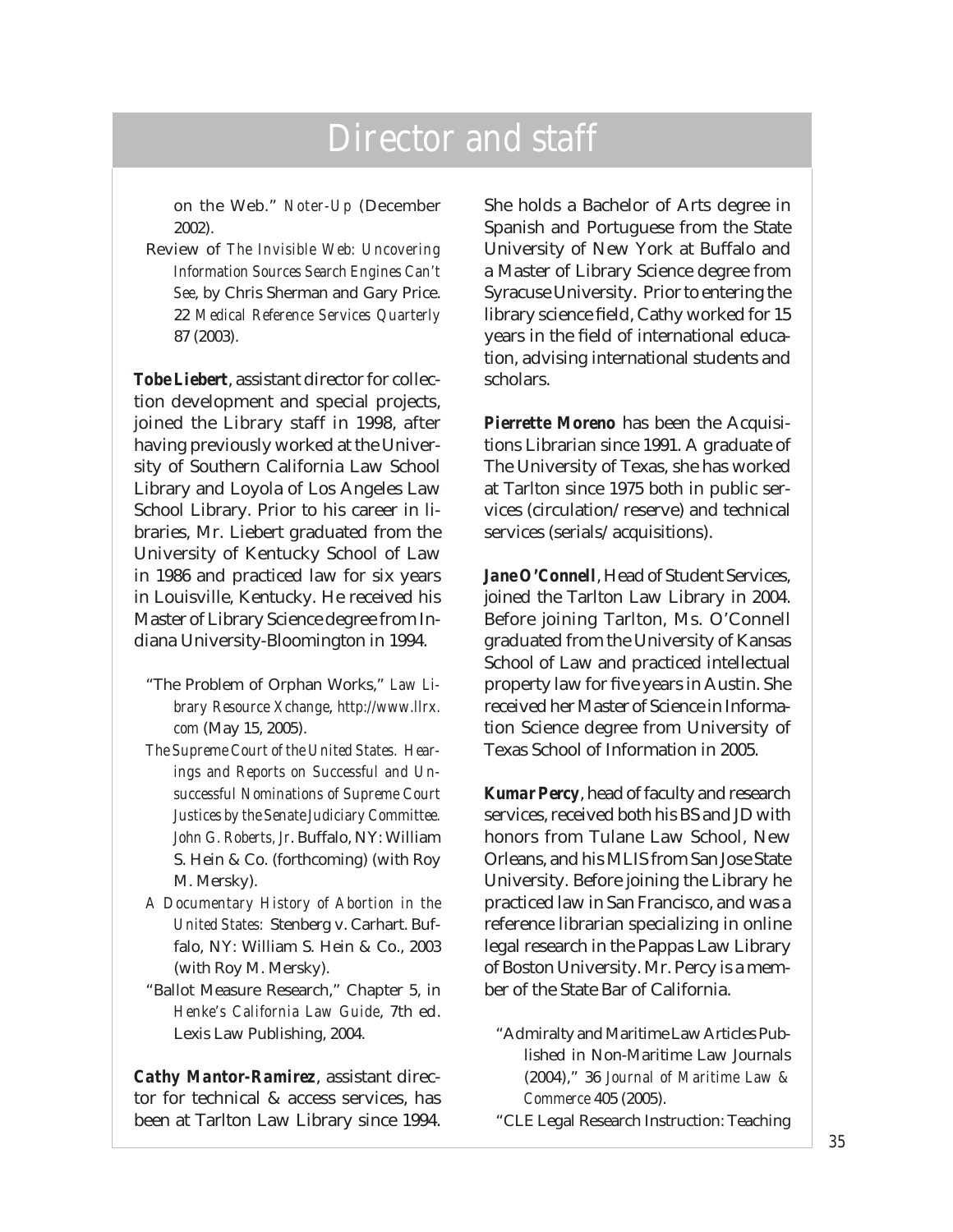# Director and staff

on the Web." *Noter-Up* (December 2002).

Review of *The Invisible Web: Uncovering Information Sources Search Engines Can't See*, by Chris Sherman and Gary Price. 22 *Medical Reference Services Quarterly* 87 (2003).

***Tobe Liebert***, assistant director for collection development and special projects, joined the Library staff in 1998, after having previously worked at the University of Southern California Law School Library and Loyola of Los Angeles Law School Library. Prior to his career in libraries, Mr. Liebert graduated from the University of Kentucky School of Law in 1986 and practiced law for six years in Louisville, Kentucky. He received his Master of Library Science degree from Indiana University-Bloomington in 1994.

"The Problem of Orphan Works," *Law Library Resource Xchange*, *http://www.llrx.com* (May 15, 2005).

*The Supreme Court of the United States. Hearings and Reports on Successful and Unsuccessful Nominations of Supreme Court Justices by the Senate Judiciary Committee. John G. Roberts, Jr*. Buffalo, NY: William S. Hein & Co. (forthcoming) (with Roy M. Mersky).

*A Documentary History of Abortion in the United States:* Stenberg v. Carhart. Buffalo, NY: William S. Hein & Co., 2003 (with Roy M. Mersky).

"Ballot Measure Research," Chapter 5, in *Henke's California Law Guide*, 7th ed. Lexis Law Publishing, 2004.

***Cathy Mantor-Ramirez***, assistant director for technical & access services, has been at Tarlton Law Library since 1994. She holds a Bachelor of Arts degree in Spanish and Portuguese from the State University of New York at Buffalo and a Master of Library Science degree from Syracuse University. Prior to entering the library science field, Cathy worked for 15 years in the field of international education, advising international students and scholars.

***Pierrette Moreno*** has been the Acquisitions Librarian since 1991. A graduate of The University of Texas, she has worked at Tarlton since 1975 both in public services (circulation/reserve) and technical services (serials/acquisitions).

***Jane O'Connell***, Head of Student Services, joined the Tarlton Law Library in 2004. Before joining Tarlton, Ms. O'Connell graduated from the University of Kansas School of Law and practiced intellectual property law for five years in Austin. She received her Master of Science in Information Science degree from University of Texas School of Information in 2005.

***Kumar Percy***, head of faculty and research services, received both his BS and JD with honors from Tulane Law School, New Orleans, and his MLIS from San Jose State University. Before joining the Library he practiced law in San Francisco, and was a reference librarian specializing in online legal research in the Pappas Law Library of Boston University. Mr. Percy is a member of the State Bar of California.

"Admiralty and Maritime Law Articles Published in Non-Maritime Law Journals (2004)," 36 *Journal of Maritime Law & Commerce* 405 (2005).

"CLE Legal Research Instruction: Teaching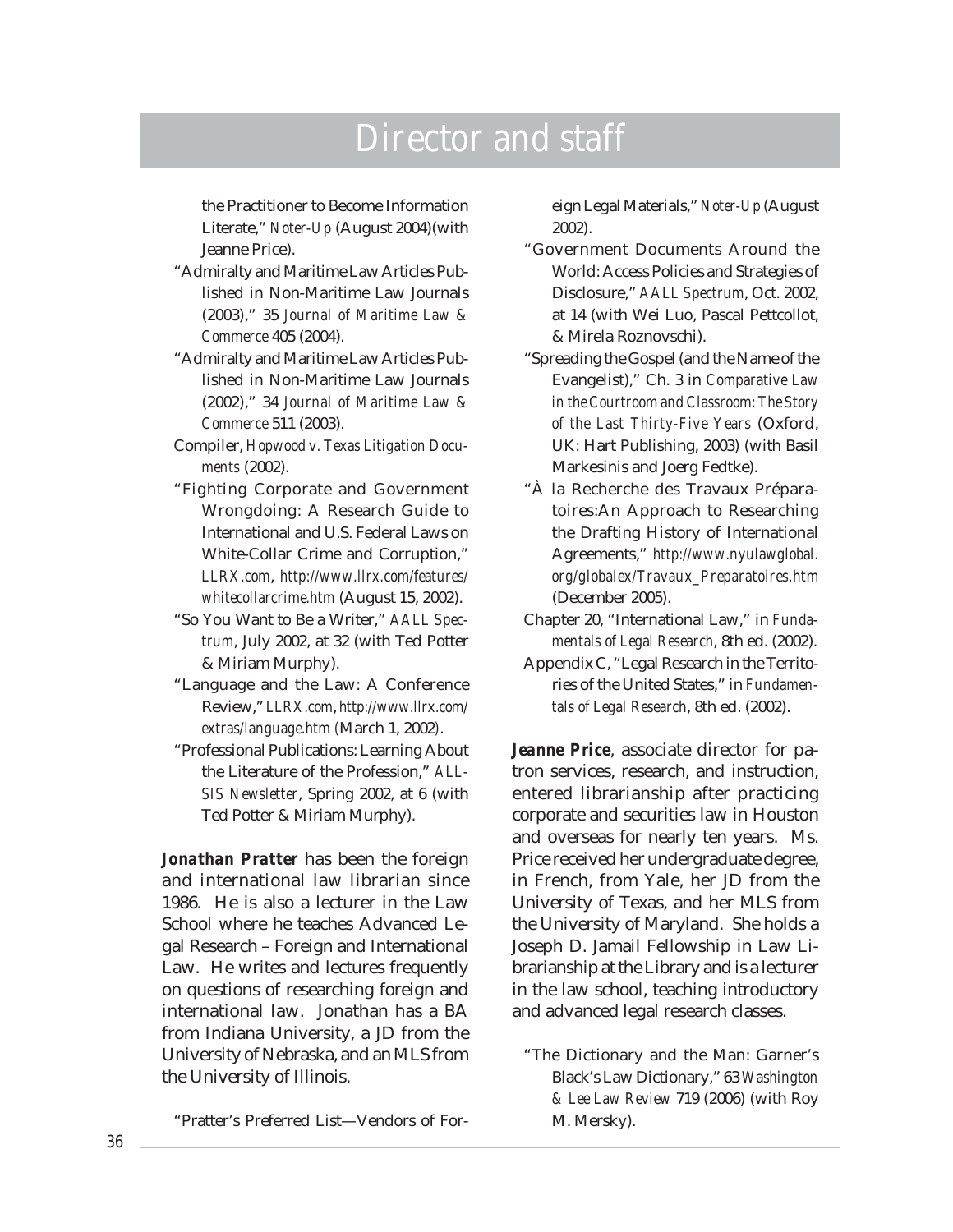# Director and staff

the Practitioner to Become Information Literate," *Noter-Up* (August 2004)(with Jeanne Price).

"Admiralty and Maritime Law Articles Published in Non-Maritime Law Journals (2003)," 35 *Journal of Maritime Law & Commerce* 405 (2004).

"Admiralty and Maritime Law Articles Published in Non-Maritime Law Journals (2002)," 34 *Journal of Maritime Law & Commerce* 511 (2003).

Compiler, *Hopwood v. Texas Litigation Documents* (2002).

"Fighting Corporate and Government Wrongdoing: A Research Guide to International and U.S. Federal Laws on White-Collar Crime and Corruption," *LLRX.com*, *http://www.llrx.com/features/whitecollarcrime.htm* (August 15, 2002).

"So You Want to Be a Writer," *AALL Spectrum*, July 2002, at 32 (with Ted Potter & Miriam Murphy).

"Language and the Law: A Conference Review," *LLRX.com*, *http://www.llrx.com/extras/language.htm* (March 1, 2002).

"Professional Publications: Learning About the Literature of the Profession," *ALL-SIS Newsletter*, Spring 2002, at 6 (with Ted Potter & Miriam Murphy).

***Jonathan Pratter*** has been the foreign and international law librarian since 1986. He is also a lecturer in the Law School where he teaches Advanced Legal Research – Foreign and International Law. He writes and lectures frequently on questions of researching foreign and international law. Jonathan has a BA from Indiana University, a JD from the University of Nebraska, and an MLS from the University of Illinois.

"Pratter's Preferred List—Vendors of Foreign Legal Materials," *Noter-Up* (August 2002).

"Government Documents Around the World: Access Policies and Strategies of Disclosure," *AALL Spectrum*, Oct. 2002, at 14 (with Wei Luo, Pascal Pettcollot, & Mirela Roznovschi).

"Spreading the Gospel (and the Name of the Evangelist)," Ch. 3 in *Comparative Law in the Courtroom and Classroom: The Story of the Last Thirty-Five Years* (Oxford, UK: Hart Publishing, 2003) (with Basil Markesinis and Joerg Fedtke).

"À la Recherche des Travaux Préparatoires:An Approach to Researching the Drafting History of International Agreements," *http://www.nyulawglobal.org/globalex/Travaux_Preparatoires.htm* (December 2005).

Chapter 20, "International Law," in *Fundamentals of Legal Research*, 8th ed. (2002).

Appendix C, "Legal Research in the Territories of the United States," in *Fundamentals of Legal Research*, 8th ed. (2002).

***Jeanne Price***, associate director for patron services, research, and instruction, entered librarianship after practicing corporate and securities law in Houston and overseas for nearly ten years. Ms. Price received her undergraduate degree, in French, from Yale, her JD from the University of Texas, and her MLS from the University of Maryland. She holds a Joseph D. Jamail Fellowship in Law Librarianship at the Library and is a lecturer in the law school, teaching introductory and advanced legal research classes.

"The Dictionary and the Man: Garner's Black's Law Dictionary," 63 *Washington & Lee Law Review* 719 (2006) (with Roy M. Mersky).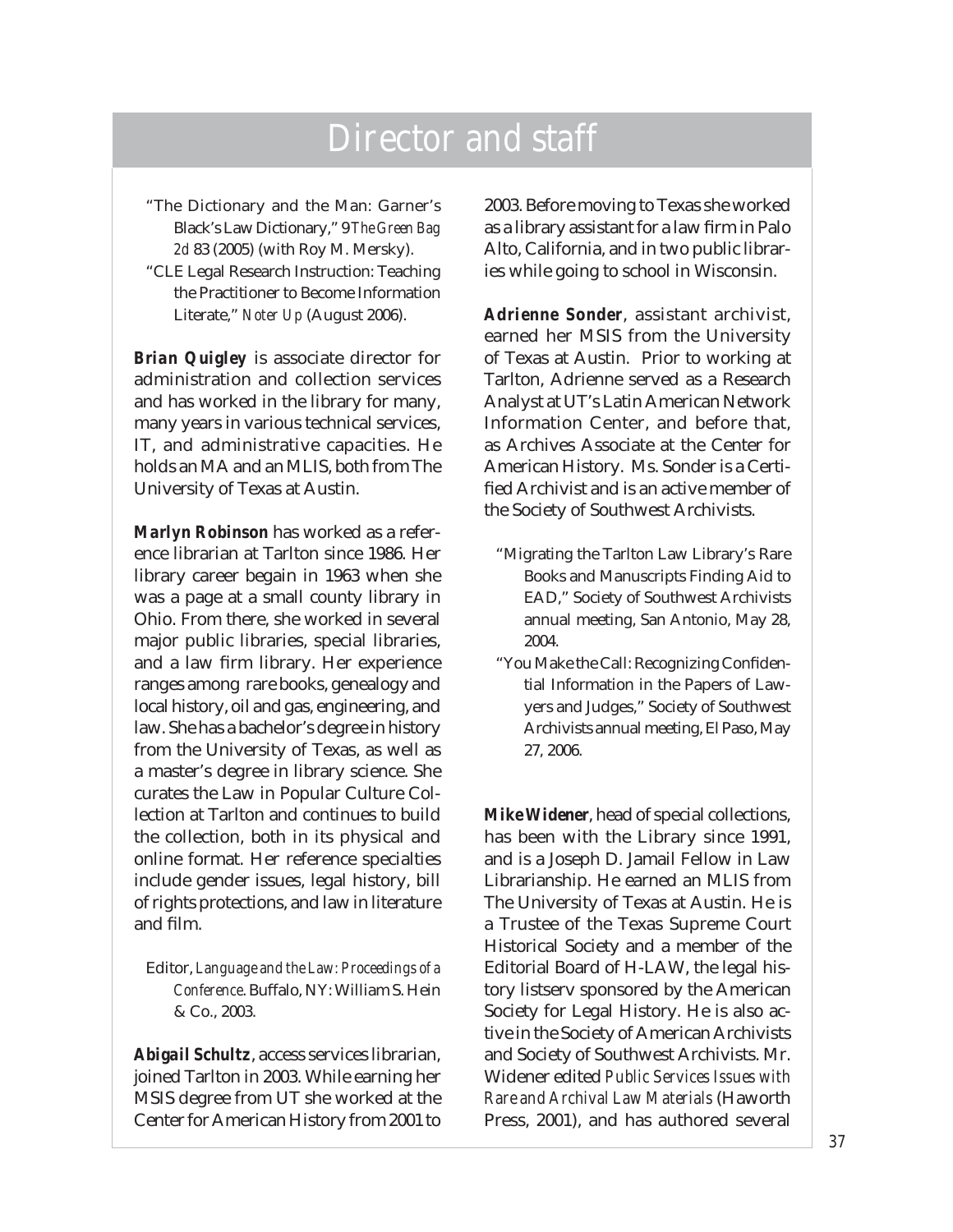# Director and staff

"The Dictionary and the Man: Garner's Black's Law Dictionary," 9 *The Green Bag 2d* 83 (2005) (with Roy M. Mersky).

"CLE Legal Research Instruction: Teaching the Practitioner to Become Information Literate," *Noter Up* (August 2006).

***Brian Quigley*** is associate director for administration and collection services and has worked in the library for many, many years in various technical services, IT, and administrative capacities. He holds an MA and an MLIS, both from The University of Texas at Austin.

***Marlyn Robinson*** has worked as a reference librarian at Tarlton since 1986. Her library career begain in 1963 when she was a page at a small county library in Ohio. From there, she worked in several major public libraries, special libraries, and a law firm library. Her experience ranges among rare books, genealogy and local history, oil and gas, engineering, and law. She has a bachelor's degree in history from the University of Texas, as well as a master's degree in library science. She curates the Law in Popular Culture Collection at Tarlton and continues to build the collection, both in its physical and online format. Her reference specialties include gender issues, legal history, bill of rights protections, and law in literature and film.

Editor, *Language and the Law: Proceedings of a Conference*. Buffalo, NY: William S. Hein & Co., 2003.

***Abigail Schultz***, access services librarian, joined Tarlton in 2003. While earning her MSIS degree from UT she worked at the Center for American History from 2001 to 2003. Before moving to Texas she worked as a library assistant for a law firm in Palo Alto, California, and in two public libraries while going to school in Wisconsin.

***Adrienne Sonder***, assistant archivist, earned her MSIS from the University of Texas at Austin. Prior to working at Tarlton, Adrienne served as a Research Analyst at UT's Latin American Network Information Center, and before that, as Archives Associate at the Center for American History. Ms. Sonder is a Certified Archivist and is an active member of the Society of Southwest Archivists.

"Migrating the Tarlton Law Library's Rare Books and Manuscripts Finding Aid to EAD," Society of Southwest Archivists annual meeting, San Antonio, May 28, 2004.

"You Make the Call: Recognizing Confidential Information in the Papers of Lawyers and Judges," Society of Southwest Archivists annual meeting, El Paso, May 27, 2006.

***Mike Widener***, head of special collections, has been with the Library since 1991, and is a Joseph D. Jamail Fellow in Law Librarianship. He earned an MLIS from The University of Texas at Austin. He is a Trustee of the Texas Supreme Court Historical Society and a member of the Editorial Board of H-LAW, the legal history listserv sponsored by the American Society for Legal History. He is also active in the Society of American Archivists and Society of Southwest Archivists. Mr. Widener edited *Public Services Issues with Rare and Archival Law Materials* (Haworth Press, 2001), and has authored several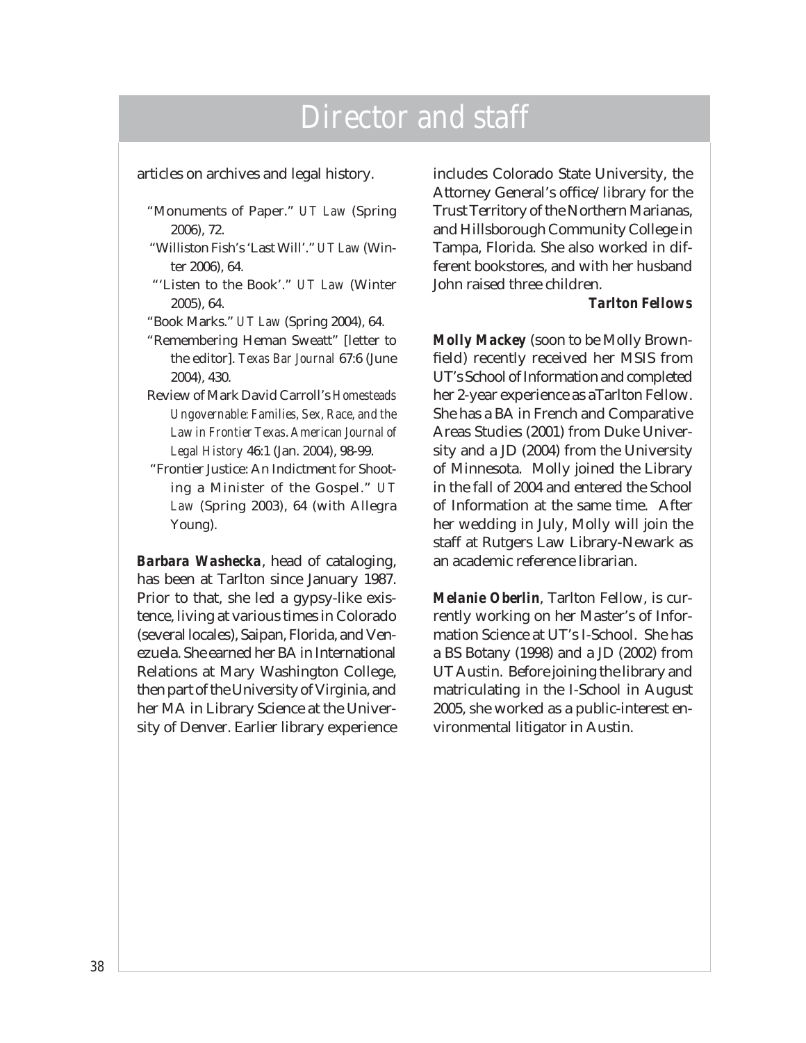articles on archives and legal history.

- "Monuments of Paper." *UT Law* (Spring 2006), 72.
- "Williston Fish's 'Last Will'." *UT Law* (Winter 2006), 64.
- "'Listen to the Book'." *UT Law* (Winter 2005), 64.
- "Book Marks." *UT Law* (Spring 2004), 64.
- "Remembering Heman Sweatt" [letter to the editor]. *Texas Bar Journal* 67:6 (June 2004), 430.
- Review of Mark David Carroll's *Homesteads Ungovernable: Families, Sex, Race, and the Law in Frontier Texas*. *American Journal of Legal History* 46:1 (Jan. 2004), 98-99.
- "Frontier Justice: An Indictment for Shooting a Minister of the Gospel." *UT Law* (Spring 2003), 64 (with Allegra Young).

***Barbara Washecka***, head of cataloging, has been at Tarlton since January 1987. Prior to that, she led a gypsy-like existence, living at various times in Colorado (several locales), Saipan, Florida, and Venezuela. She earned her BA in International Relations at Mary Washington College, then part of the University of Virginia, and her MA in Library Science at the University of Denver. Earlier library experience includes Colorado State University, the Attorney General's office/library for the Trust Territory of the Northern Marianas, and Hillsborough Community College in Tampa, Florida. She also worked in different bookstores, and with her husband John raised three children.

### *Tarlton Fellows*

***Molly Mackey*** (soon to be Molly Brownfield) recently received her MSIS from UT's School of Information and completed her 2-year experience as aTarlton Fellow. She has a BA in French and Comparative Areas Studies (2001) from Duke University and a JD (2004) from the University of Minnesota. Molly joined the Library in the fall of 2004 and entered the School of Information at the same time. After her wedding in July, Molly will join the staff at Rutgers Law Library-Newark as an academic reference librarian.

***Melanie Oberlin***, Tarlton Fellow, is currently working on her Master's of Information Science at UT's I-School. She has a BS Botany (1998) and a JD (2002) from UT Austin. Before joining the library and matriculating in the I-School in August 2005, she worked as a public-interest environmental litigator in Austin.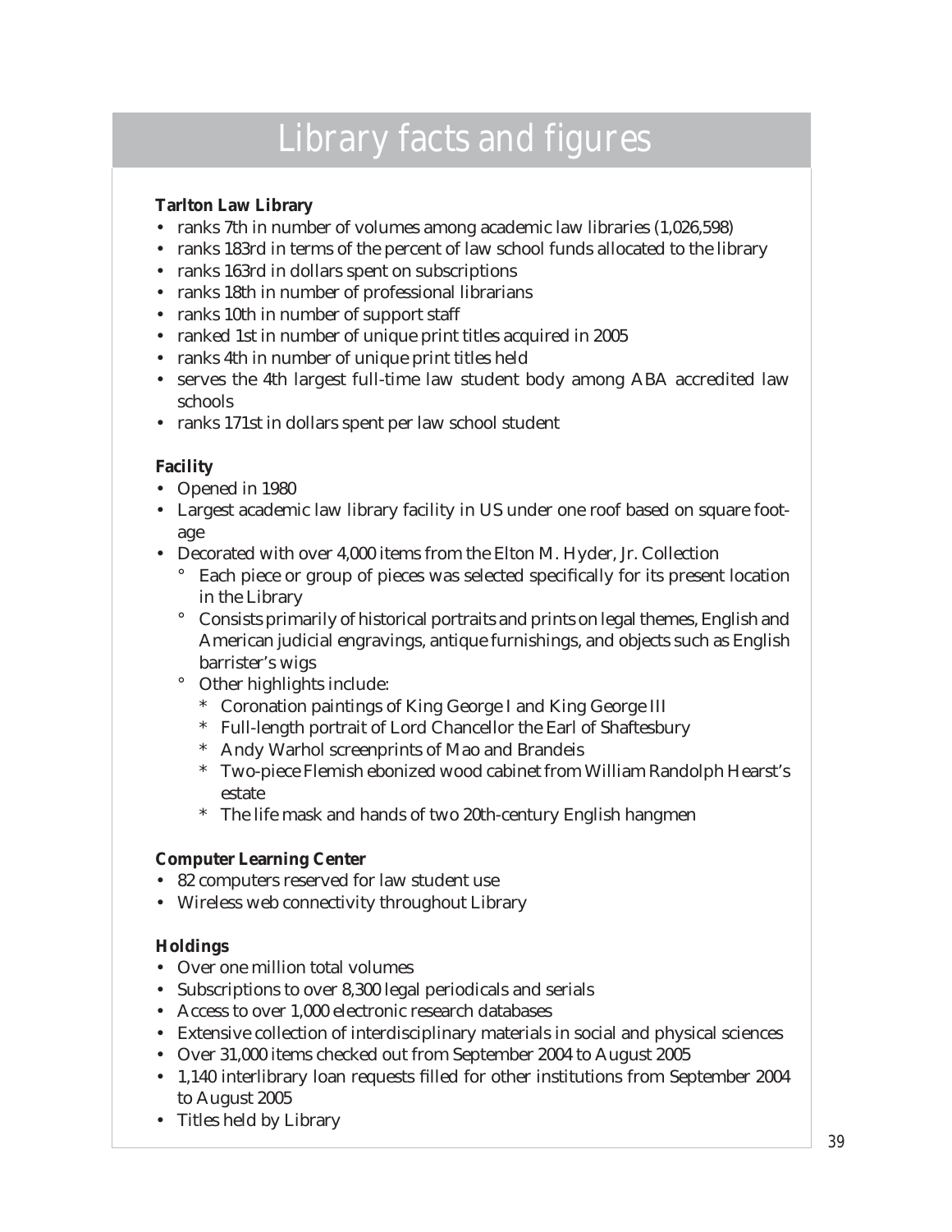# Library facts and figures

**Tarlton Law Library**

- ranks 7th in number of volumes among academic law libraries (1,026,598)
- ranks 183rd in terms of the percent of law school funds allocated to the library
- ranks 163rd in dollars spent on subscriptions
- ranks 18th in number of professional librarians
- ranks 10th in number of support staff
- ranked 1st in number of unique print titles acquired in 2005
- ranks 4th in number of unique print titles held
- serves the 4th largest full-time law student body among ABA accredited law schools
- ranks 171st in dollars spent per law school student

**Facility**

- Opened in 1980
- Largest academic law library facility in US under one roof based on square footage
- Decorated with over 4,000 items from the Elton M. Hyder, Jr. Collection
  - Each piece or group of pieces was selected specifically for its present location in the Library
  - Consists primarily of historical portraits and prints on legal themes, English and American judicial engravings, antique furnishings, and objects such as English barrister's wigs
  - Other highlights include:
    - Coronation paintings of King George I and King George III
    - Full-length portrait of Lord Chancellor the Earl of Shaftesbury
    - Andy Warhol screenprints of Mao and Brandeis
    - Two-piece Flemish ebonized wood cabinet from William Randolph Hearst's estate
    - The life mask and hands of two 20th-century English hangmen

**Computer Learning Center**

- 82 computers reserved for law student use
- Wireless web connectivity throughout Library

**Holdings**

- Over one million total volumes
- Subscriptions to over 8,300 legal periodicals and serials
- Access to over 1,000 electronic research databases
- Extensive collection of interdisciplinary materials in social and physical sciences
- Over 31,000 items checked out from September 2004 to August 2005
- 1,140 interlibrary loan requests filled for other institutions from September 2004 to August 2005
- Titles held by Library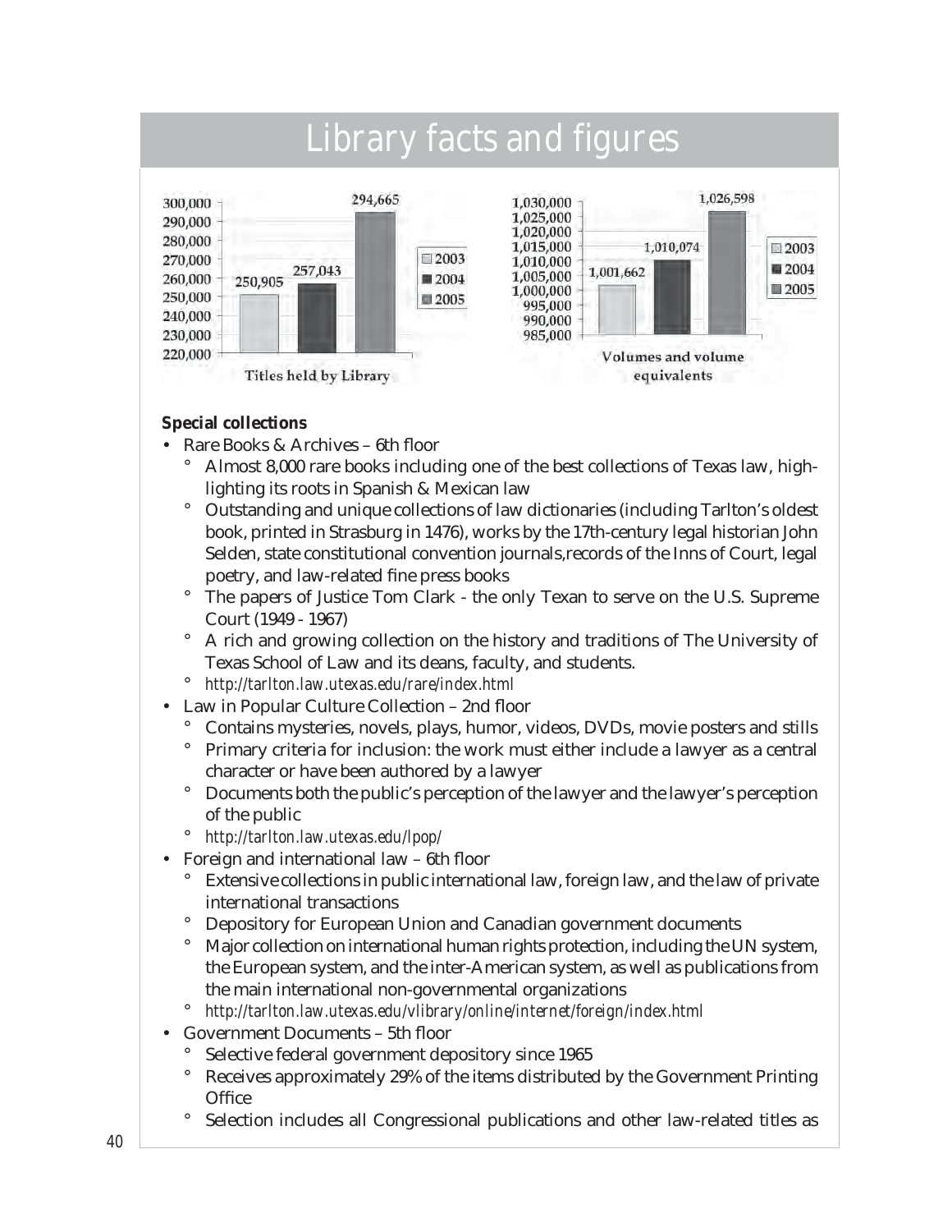# Library facts and figures

Titles held by Library

| Year | Titles |
|---|---|
| 2003 | 250,905 |
| 2004 | 257,043 |
| 2005 | 294,665 |

Volumes and volume equivalents

| Year | Volumes |
|---|---|
| 2003 | 1,001,662 |
| 2004 | 1,010,074 |
| 2005 | 1,026,598 |

**Special collections**

- Rare Books & Archives – 6th floor
  - Almost 8,000 rare books including one of the best collections of Texas law, highlighting its roots in Spanish & Mexican law
  - Outstanding and unique collections of law dictionaries (including Tarlton's oldest book, printed in Strasburg in 1476), works by the 17th-century legal historian John Selden, state constitutional convention journals,records of the Inns of Court, legal poetry, and law-related fine press books
  - The papers of Justice Tom Clark - the only Texan to serve on the U.S. Supreme Court (1949 - 1967)
  - A rich and growing collection on the history and traditions of The University of Texas School of Law and its deans, faculty, and students.
  - *http://tarlton.law.utexas.edu/rare/index.html*
- Law in Popular Culture Collection – 2nd floor
  - Contains mysteries, novels, plays, humor, videos, DVDs, movie posters and stills
  - Primary criteria for inclusion: the work must either include a lawyer as a central character or have been authored by a lawyer
  - Documents both the public's perception of the lawyer and the lawyer's perception of the public
  - *http://tarlton.law.utexas.edu/lpop/*
- Foreign and international law – 6th floor
  - Extensive collections in public international law, foreign law, and the law of private international transactions
  - Depository for European Union and Canadian government documents
  - Major collection on international human rights protection, including the UN system, the European system, and the inter-American system, as well as publications from the main international non-governmental organizations
  - *http://tarlton.law.utexas.edu/vlibrary/online/internet/foreign/index.html*
- Government Documents – 5th floor
  - Selective federal government depository since 1965
  - Receives approximately 29% of the items distributed by the Government Printing Office
  - Selection includes all Congressional publications and other law-related titles as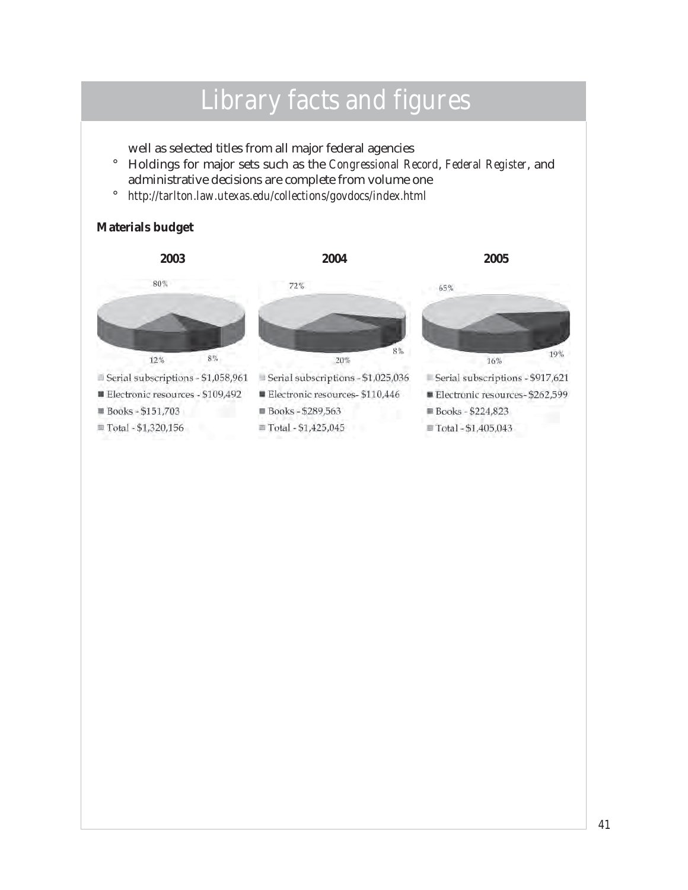# Library facts and figures

well as selected titles from all major federal agencies

- Holdings for major sets such as the *Congressional Record*, *Federal Register*, and administrative decisions are complete from volume one
- *http://tarlton.law.utexas.edu/collections/govdocs/index.html*

**Materials budget**

**2003**

80%

12%

8%

Serial subscriptions - $1,058,961

Electronic resources - $109,492

Books - $151,703

Total - $1,320,156

**2004**

72%

20%

8%

Serial subscriptions - $1,025,036

Electronic resources- $110,446

Books - $289,563

Total - $1,425,045

**2005**

65%

16%

19%

Serial subscriptions - $917,621

Electronic resources- $262,599

Books - $224,823

Total - $1,405,043